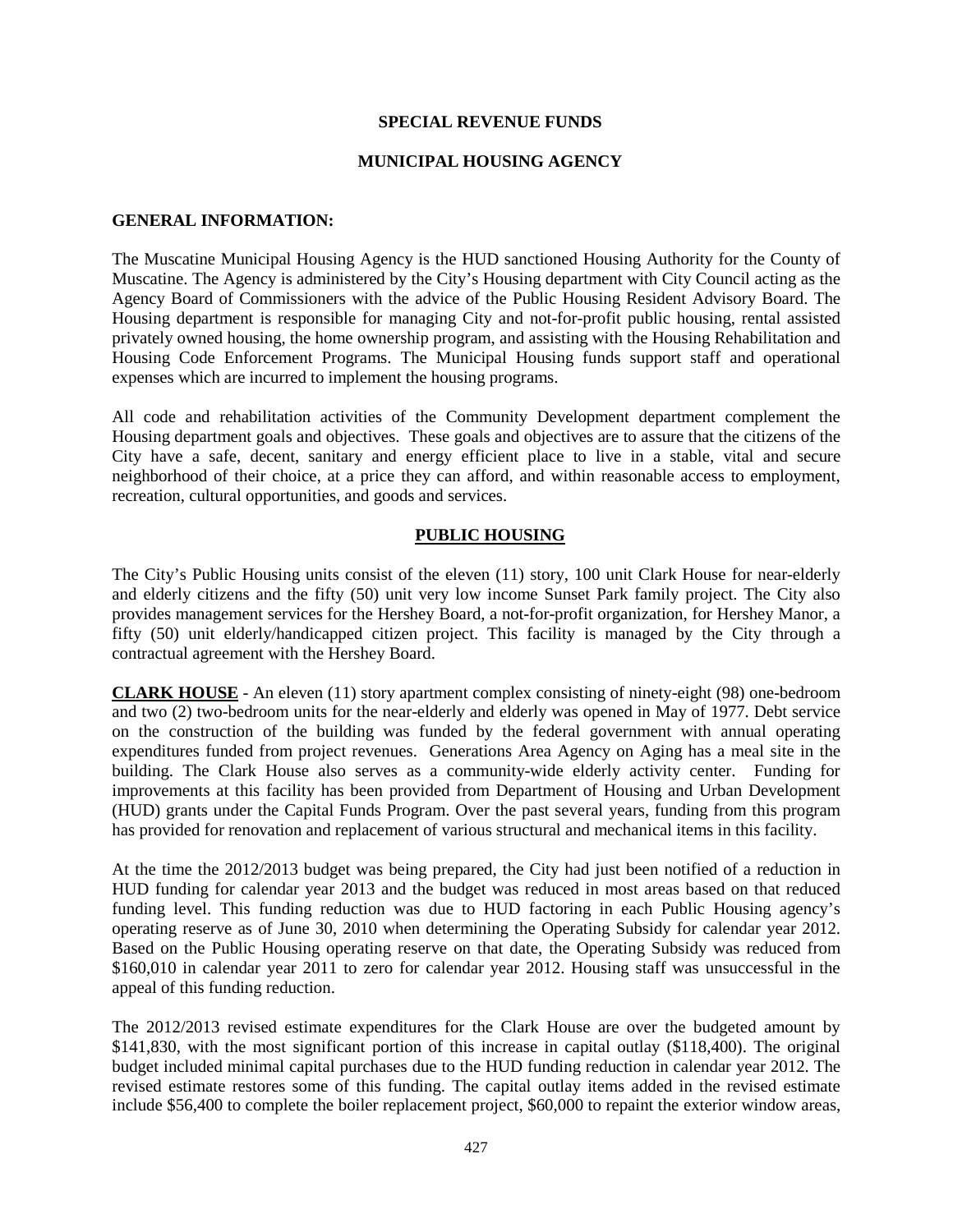## SPECIAL REVENUE FUNDS

## MUNICIPAL HOUSING AGENCY

### GENERAL INFORMATION:

The Muscatine Municipal Housing Agency is the HUD sanctioned Housing Authority for the County of Muscatine. The Agency is administered by the City's Housing department with City Council acting as the Agency Board of Commissioners with the advice of the Public Housing Resident Advisory Board. The Housing department is responsible for managing City and not-for-profit public housing, rental assisted privately owned housing, the home ownership program, and assisting with the Housing Rehabilitation and Housing Code Enforcement Programs. The Municipal Housing funds support staff and operational expenses which are incurred to implement the housing programs.

All code and rehabilitation activities of the Community Development department complement the Housing department goals and objectives. These goals and objectives are to assure that the citizens of the City have a safe, decent, sanitary and energy efficient place to live in a stable, vital and secure neighborhood of their choice, at a price they can afford, and within reasonable access to employment, recreation, cultural opportunities, and goods and services.

### PUBLIC HOUSING

The City's Public Housing units consist of the eleven (11) story, 100 unit Clark House for near-elderly and elderly citizens and the fifty (50) unit very low income Sunset Park family project. The City also provides management services for the Hershey Board, a not-for-profit organization, for Hershey Manor, a fifty (50) unit elderly/handicapped citizen project. This facility is managed by the City through a contractual agreement with the Hershey Board.

**CLARK HOUSE** - An eleven (11) story apartment complex consisting of ninety-eight (98) one-bedroom and two (2) two-bedroom units for the near-elderly and elderly was opened in May of 1977. Debt service on the construction of the building was funded by the federal government with annual operating expenditures funded from project revenues. Generations Area Agency on Aging has a meal site in the building. The Clark House also serves as a community-wide elderly activity center. Funding for improvements at this facility has been provided from Department of Housing and Urban Development (HUD) grants under the Capital Funds Program. Over the past several years, funding from this program has provided for renovation and replacement of various structural and mechanical items in this facility.

At the time the 2012/2013 budget was being prepared, the City had just been notified of a reduction in HUD funding for calendar year 2013 and the budget was reduced in most areas based on that reduced funding level. This funding reduction was due to HUD factoring in each Public Housing agency's operating reserve as of June 30, 2010 when determining the Operating Subsidy for calendar year 2012. Based on the Public Housing operating reserve on that date, the Operating Subsidy was reduced from $160,010 in calendar year 2011 to zero for calendar year 2012. Housing staff was unsuccessful in the appeal of this funding reduction.

The 2012/2013 revised estimate expenditures for the Clark House are over the budgeted amount by $141,830, with the most significant portion of this increase in capital outlay ($118,400). The original budget included minimal capital purchases due to the HUD funding reduction in calendar year 2012. The revised estimate restores some of this funding. The capital outlay items added in the revised estimate include $56,400 to complete the boiler replacement project, $60,000 to repaint the exterior window areas,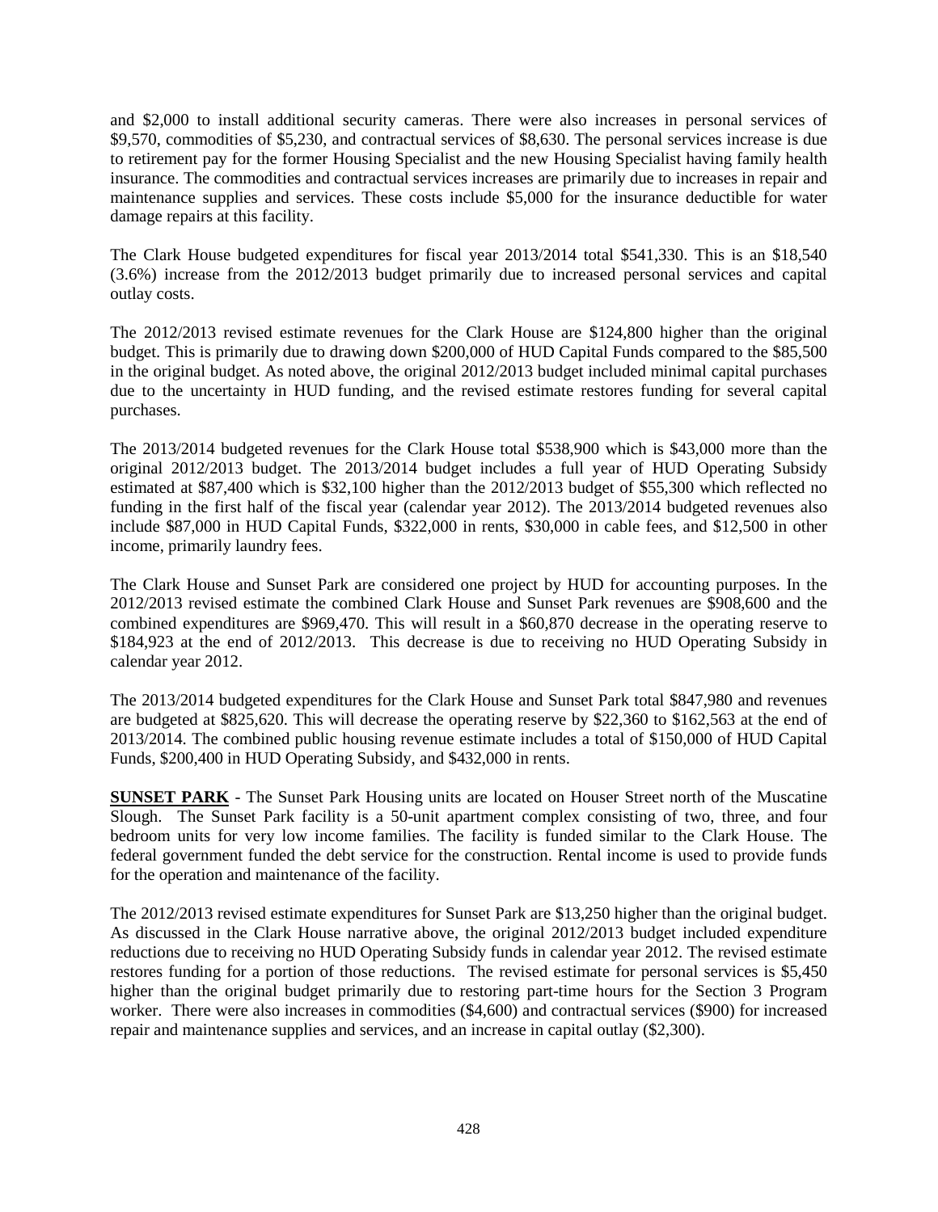and $2,000 to install additional security cameras. There were also increases in personal services of $9,570, commodities of $5,230, and contractual services of $8,630. The personal services increase is due to retirement pay for the former Housing Specialist and the new Housing Specialist having family health insurance. The commodities and contractual services increases are primarily due to increases in repair and maintenance supplies and services. These costs include $5,000 for the insurance deductible for water damage repairs at this facility.

The Clark House budgeted expenditures for fiscal year 2013/2014 total $541,330. This is an $18,540 (3.6%) increase from the 2012/2013 budget primarily due to increased personal services and capital outlay costs.

The 2012/2013 revised estimate revenues for the Clark House are $124,800 higher than the original budget. This is primarily due to drawing down $200,000 of HUD Capital Funds compared to the $85,500 in the original budget. As noted above, the original 2012/2013 budget included minimal capital purchases due to the uncertainty in HUD funding, and the revised estimate restores funding for several capital purchases.

The 2013/2014 budgeted revenues for the Clark House total $538,900 which is $43,000 more than the original 2012/2013 budget. The 2013/2014 budget includes a full year of HUD Operating Subsidy estimated at $87,400 which is $32,100 higher than the 2012/2013 budget of $55,300 which reflected no funding in the first half of the fiscal year (calendar year 2012). The 2013/2014 budgeted revenues also include $87,000 in HUD Capital Funds, $322,000 in rents, $30,000 in cable fees, and $12,500 in other income, primarily laundry fees.

The Clark House and Sunset Park are considered one project by HUD for accounting purposes. In the 2012/2013 revised estimate the combined Clark House and Sunset Park revenues are $908,600 and the combined expenditures are $969,470. This will result in a $60,870 decrease in the operating reserve to $184,923 at the end of 2012/2013. This decrease is due to receiving no HUD Operating Subsidy in calendar year 2012.

The 2013/2014 budgeted expenditures for the Clark House and Sunset Park total $847,980 and revenues are budgeted at $825,620. This will decrease the operating reserve by $22,360 to $162,563 at the end of 2013/2014. The combined public housing revenue estimate includes a total of $150,000 of HUD Capital Funds, $200,400 in HUD Operating Subsidy, and $432,000 in rents.

**SUNSET PARK** - The Sunset Park Housing units are located on Houser Street north of the Muscatine Slough. The Sunset Park facility is a 50-unit apartment complex consisting of two, three, and four bedroom units for very low income families. The facility is funded similar to the Clark House. The federal government funded the debt service for the construction. Rental income is used to provide funds for the operation and maintenance of the facility.

The 2012/2013 revised estimate expenditures for Sunset Park are $13,250 higher than the original budget. As discussed in the Clark House narrative above, the original 2012/2013 budget included expenditure reductions due to receiving no HUD Operating Subsidy funds in calendar year 2012. The revised estimate restores funding for a portion of those reductions. The revised estimate for personal services is $5,450 higher than the original budget primarily due to restoring part-time hours for the Section 3 Program worker. There were also increases in commodities ($4,600) and contractual services ($900) for increased repair and maintenance supplies and services, and an increase in capital outlay ($2,300).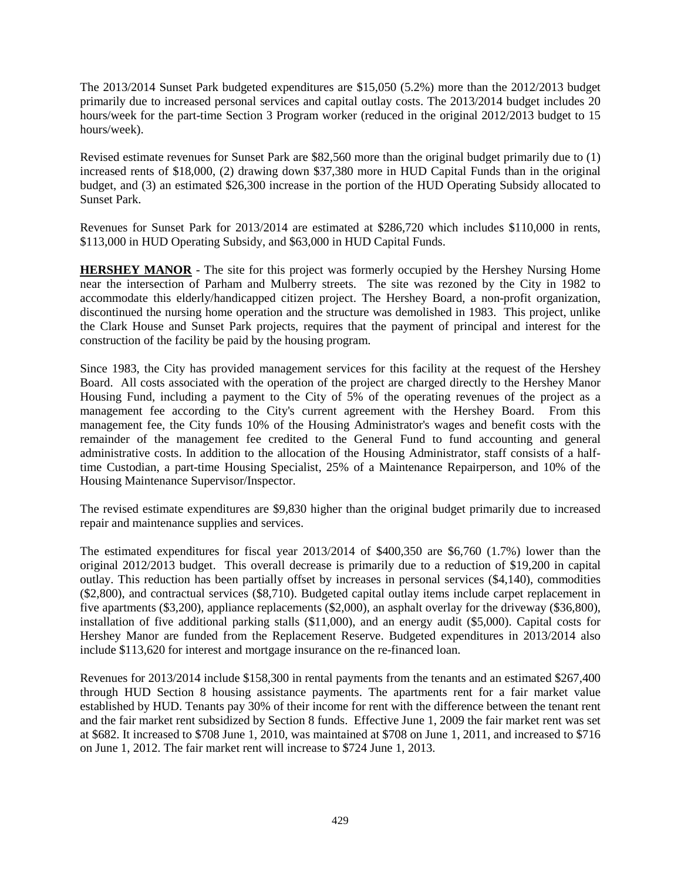The 2013/2014 Sunset Park budgeted expenditures are $15,050 (5.2%) more than the 2012/2013 budget primarily due to increased personal services and capital outlay costs. The 2013/2014 budget includes 20 hours/week for the part-time Section 3 Program worker (reduced in the original 2012/2013 budget to 15 hours/week).

Revised estimate revenues for Sunset Park are $82,560 more than the original budget primarily due to (1) increased rents of $18,000, (2) drawing down $37,380 more in HUD Capital Funds than in the original budget, and (3) an estimated $26,300 increase in the portion of the HUD Operating Subsidy allocated to Sunset Park.

Revenues for Sunset Park for 2013/2014 are estimated at $286,720 which includes $110,000 in rents, $113,000 in HUD Operating Subsidy, and $63,000 in HUD Capital Funds.

**HERSHEY MANOR** - The site for this project was formerly occupied by the Hershey Nursing Home near the intersection of Parham and Mulberry streets. The site was rezoned by the City in 1982 to accommodate this elderly/handicapped citizen project. The Hershey Board, a non-profit organization, discontinued the nursing home operation and the structure was demolished in 1983. This project, unlike the Clark House and Sunset Park projects, requires that the payment of principal and interest for the construction of the facility be paid by the housing program.

Since 1983, the City has provided management services for this facility at the request of the Hershey Board. All costs associated with the operation of the project are charged directly to the Hershey Manor Housing Fund, including a payment to the City of 5% of the operating revenues of the project as a management fee according to the City's current agreement with the Hershey Board. From this management fee, the City funds 10% of the Housing Administrator's wages and benefit costs with the remainder of the management fee credited to the General Fund to fund accounting and general administrative costs. In addition to the allocation of the Housing Administrator, staff consists of a half-time Custodian, a part-time Housing Specialist, 25% of a Maintenance Repairperson, and 10% of the Housing Maintenance Supervisor/Inspector.

The revised estimate expenditures are $9,830 higher than the original budget primarily due to increased repair and maintenance supplies and services.

The estimated expenditures for fiscal year 2013/2014 of $400,350 are $6,760 (1.7%) lower than the original 2012/2013 budget. This overall decrease is primarily due to a reduction of $19,200 in capital outlay. This reduction has been partially offset by increases in personal services ($4,140), commodities ($2,800), and contractual services ($8,710). Budgeted capital outlay items include carpet replacement in five apartments ($3,200), appliance replacements ($2,000), an asphalt overlay for the driveway ($36,800), installation of five additional parking stalls ($11,000), and an energy audit ($5,000). Capital costs for Hershey Manor are funded from the Replacement Reserve. Budgeted expenditures in 2013/2014 also include $113,620 for interest and mortgage insurance on the re-financed loan.

Revenues for 2013/2014 include $158,300 in rental payments from the tenants and an estimated $267,400 through HUD Section 8 housing assistance payments. The apartments rent for a fair market value established by HUD. Tenants pay 30% of their income for rent with the difference between the tenant rent and the fair market rent subsidized by Section 8 funds. Effective June 1, 2009 the fair market rent was set at $682. It increased to $708 June 1, 2010, was maintained at $708 on June 1, 2011, and increased to $716 on June 1, 2012. The fair market rent will increase to $724 June 1, 2013.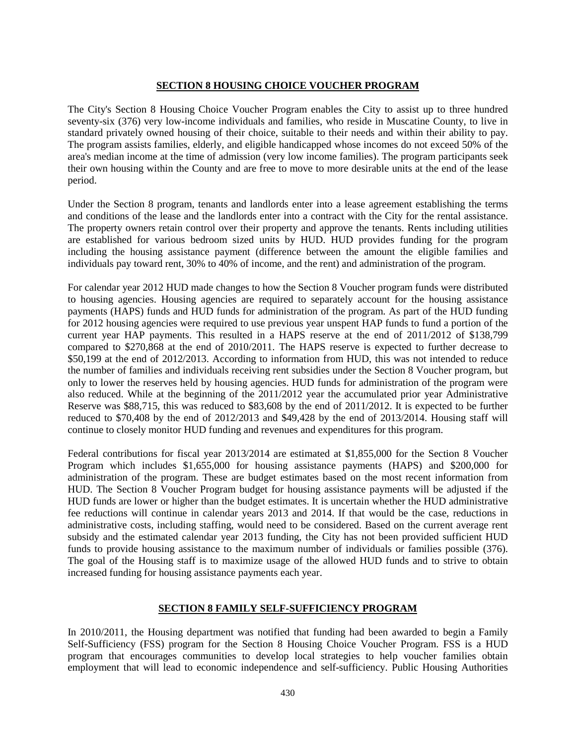## SECTION 8 HOUSING CHOICE VOUCHER PROGRAM

The City's Section 8 Housing Choice Voucher Program enables the City to assist up to three hundred seventy-six (376) very low-income individuals and families, who reside in Muscatine County, to live in standard privately owned housing of their choice, suitable to their needs and within their ability to pay. The program assists families, elderly, and eligible handicapped whose incomes do not exceed 50% of the area's median income at the time of admission (very low income families). The program participants seek their own housing within the County and are free to move to more desirable units at the end of the lease period.

Under the Section 8 program, tenants and landlords enter into a lease agreement establishing the terms and conditions of the lease and the landlords enter into a contract with the City for the rental assistance. The property owners retain control over their property and approve the tenants. Rents including utilities are established for various bedroom sized units by HUD. HUD provides funding for the program including the housing assistance payment (difference between the amount the eligible families and individuals pay toward rent, 30% to 40% of income, and the rent) and administration of the program.

For calendar year 2012 HUD made changes to how the Section 8 Voucher program funds were distributed to housing agencies. Housing agencies are required to separately account for the housing assistance payments (HAPS) funds and HUD funds for administration of the program. As part of the HUD funding for 2012 housing agencies were required to use previous year unspent HAP funds to fund a portion of the current year HAP payments. This resulted in a HAPS reserve at the end of 2011/2012 of $138,799 compared to $270,868 at the end of 2010/2011. The HAPS reserve is expected to further decrease to $50,199 at the end of 2012/2013. According to information from HUD, this was not intended to reduce the number of families and individuals receiving rent subsidies under the Section 8 Voucher program, but only to lower the reserves held by housing agencies. HUD funds for administration of the program were also reduced. While at the beginning of the 2011/2012 year the accumulated prior year Administrative Reserve was $88,715, this was reduced to $83,608 by the end of 2011/2012. It is expected to be further reduced to $70,408 by the end of 2012/2013 and $49,428 by the end of 2013/2014. Housing staff will continue to closely monitor HUD funding and revenues and expenditures for this program.

Federal contributions for fiscal year 2013/2014 are estimated at $1,855,000 for the Section 8 Voucher Program which includes $1,655,000 for housing assistance payments (HAPS) and $200,000 for administration of the program. These are budget estimates based on the most recent information from HUD. The Section 8 Voucher Program budget for housing assistance payments will be adjusted if the HUD funds are lower or higher than the budget estimates. It is uncertain whether the HUD administrative fee reductions will continue in calendar years 2013 and 2014. If that would be the case, reductions in administrative costs, including staffing, would need to be considered. Based on the current average rent subsidy and the estimated calendar year 2013 funding, the City has not been provided sufficient HUD funds to provide housing assistance to the maximum number of individuals or families possible (376). The goal of the Housing staff is to maximize usage of the allowed HUD funds and to strive to obtain increased funding for housing assistance payments each year.

## SECTION 8 FAMILY SELF-SUFFICIENCY PROGRAM

In 2010/2011, the Housing department was notified that funding had been awarded to begin a Family Self-Sufficiency (FSS) program for the Section 8 Housing Choice Voucher Program. FSS is a HUD program that encourages communities to develop local strategies to help voucher families obtain employment that will lead to economic independence and self-sufficiency. Public Housing Authorities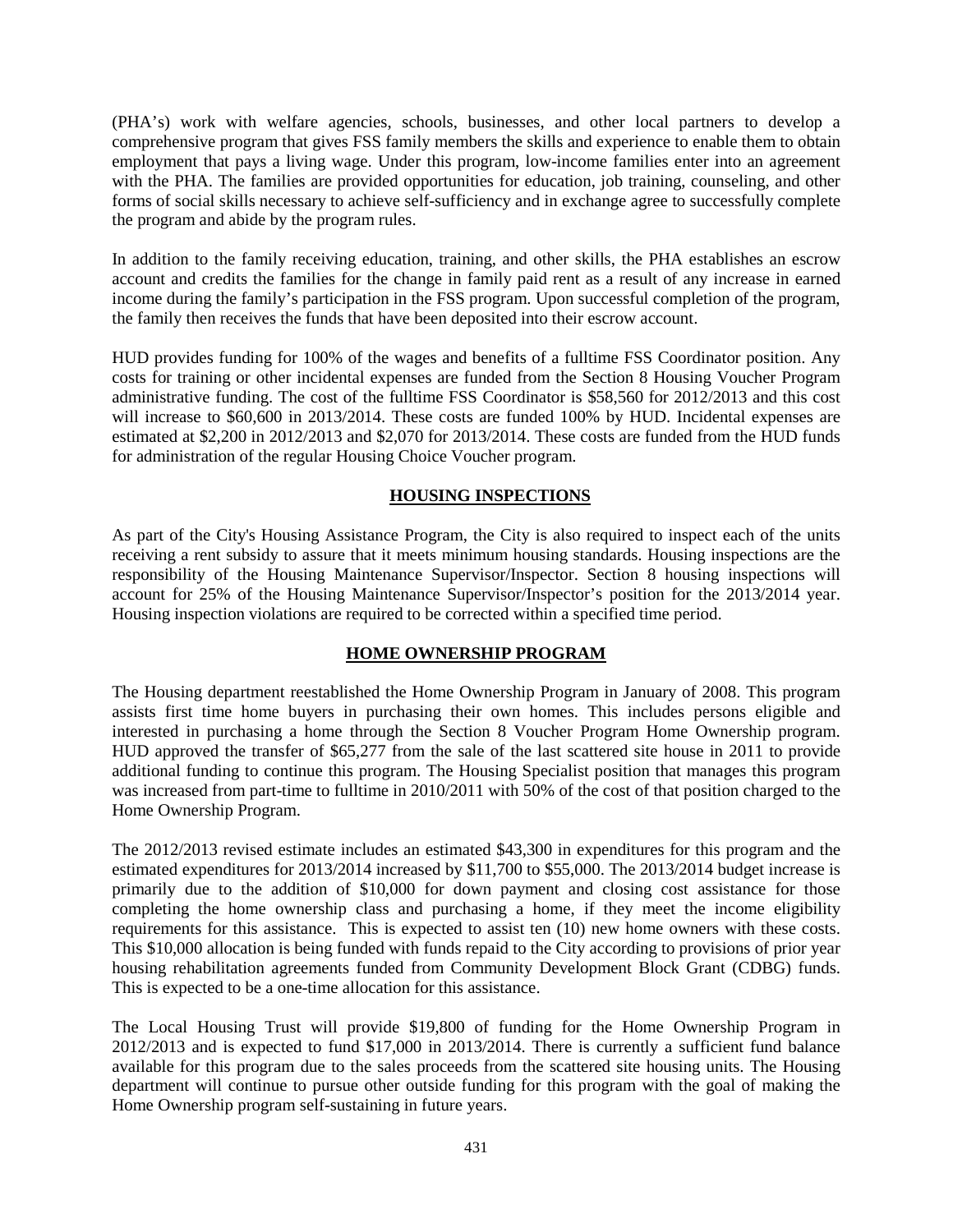(PHA's) work with welfare agencies, schools, businesses, and other local partners to develop a comprehensive program that gives FSS family members the skills and experience to enable them to obtain employment that pays a living wage. Under this program, low-income families enter into an agreement with the PHA. The families are provided opportunities for education, job training, counseling, and other forms of social skills necessary to achieve self-sufficiency and in exchange agree to successfully complete the program and abide by the program rules.

In addition to the family receiving education, training, and other skills, the PHA establishes an escrow account and credits the families for the change in family paid rent as a result of any increase in earned income during the family's participation in the FSS program. Upon successful completion of the program, the family then receives the funds that have been deposited into their escrow account.

HUD provides funding for 100% of the wages and benefits of a fulltime FSS Coordinator position. Any costs for training or other incidental expenses are funded from the Section 8 Housing Voucher Program administrative funding. The cost of the fulltime FSS Coordinator is $58,560 for 2012/2013 and this cost will increase to $60,600 in 2013/2014. These costs are funded 100% by HUD. Incidental expenses are estimated at $2,200 in 2012/2013 and $2,070 for 2013/2014. These costs are funded from the HUD funds for administration of the regular Housing Choice Voucher program.

## HOUSING INSPECTIONS

As part of the City's Housing Assistance Program, the City is also required to inspect each of the units receiving a rent subsidy to assure that it meets minimum housing standards. Housing inspections are the responsibility of the Housing Maintenance Supervisor/Inspector. Section 8 housing inspections will account for 25% of the Housing Maintenance Supervisor/Inspector's position for the 2013/2014 year. Housing inspection violations are required to be corrected within a specified time period.

## HOME OWNERSHIP PROGRAM

The Housing department reestablished the Home Ownership Program in January of 2008. This program assists first time home buyers in purchasing their own homes. This includes persons eligible and interested in purchasing a home through the Section 8 Voucher Program Home Ownership program. HUD approved the transfer of $65,277 from the sale of the last scattered site house in 2011 to provide additional funding to continue this program. The Housing Specialist position that manages this program was increased from part-time to fulltime in 2010/2011 with 50% of the cost of that position charged to the Home Ownership Program.

The 2012/2013 revised estimate includes an estimated $43,300 in expenditures for this program and the estimated expenditures for 2013/2014 increased by $11,700 to $55,000. The 2013/2014 budget increase is primarily due to the addition of $10,000 for down payment and closing cost assistance for those completing the home ownership class and purchasing a home, if they meet the income eligibility requirements for this assistance. This is expected to assist ten (10) new home owners with these costs. This $10,000 allocation is being funded with funds repaid to the City according to provisions of prior year housing rehabilitation agreements funded from Community Development Block Grant (CDBG) funds. This is expected to be a one-time allocation for this assistance.

The Local Housing Trust will provide $19,800 of funding for the Home Ownership Program in 2012/2013 and is expected to fund $17,000 in 2013/2014. There is currently a sufficient fund balance available for this program due to the sales proceeds from the scattered site housing units. The Housing department will continue to pursue other outside funding for this program with the goal of making the Home Ownership program self-sustaining in future years.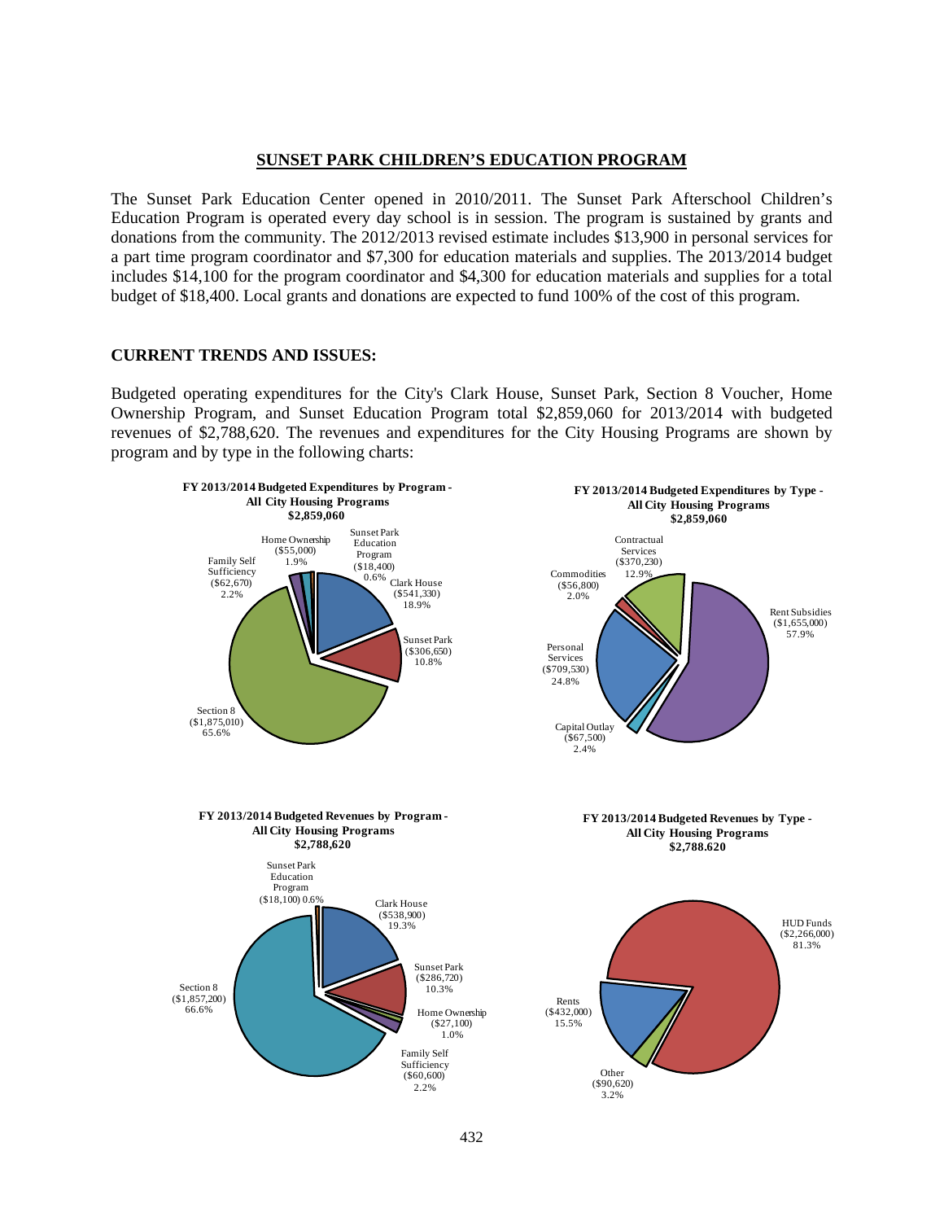## SUNSET PARK CHILDREN'S EDUCATION PROGRAM

The Sunset Park Education Center opened in 2010/2011. The Sunset Park Afterschool Children's Education Program is operated every day school is in session. The program is sustained by grants and donations from the community. The 2012/2013 revised estimate includes $13,900 in personal services for a part time program coordinator and $7,300 for education materials and supplies. The 2013/2014 budget includes $14,100 for the program coordinator and $4,300 for education materials and supplies for a total budget of $18,400. Local grants and donations are expected to fund 100% of the cost of this program.

### CURRENT TRENDS AND ISSUES:

Budgeted operating expenditures for the City's Clark House, Sunset Park, Section 8 Voucher, Home Ownership Program, and Sunset Education Program total $2,859,060 for 2013/2014 with budgeted revenues of $2,788,620. The revenues and expenditures for the City Housing Programs are shown by program and by type in the following charts:

**FY 2013/2014 Budgeted Expenditures by Program - All City Housing Programs $2,859,060**

| Program | Amount | Percent |
|---|---|---|
| Clark House | $541,330 | 18.9% |
| Sunset Park | $306,650 | 10.8% |
| Section 8 | $1,875,010 | 65.6% |
| Family Self Sufficiency | $62,670 | 2.2% |
| Home Ownership | $55,000 | 1.9% |
| Sunset Park Education Program | $18,400 | 0.6% |

**FY 2013/2014 Budgeted Expenditures by Type - All City Housing Programs $2,859,060**

| Type | Amount | Percent |
|---|---|---|
| Rent Subsidies | $1,655,000 | 57.9% |
| Capital Outlay | $67,500 | 2.4% |
| Personal Services | $709,530 | 24.8% |
| Commodities | $56,800 | 2.0% |
| Contractual Services | $370,230 | 12.9% |

**FY 2013/2014 Budgeted Revenues by Program - All City Housing Programs $2,788,620**

| Program | Amount | Percent |
|---|---|---|
| Clark House | $538,900 | 19.3% |
| Sunset Park | $286,720 | 10.3% |
| Home Ownership | $27,100 | 1.0% |
| Family Self Sufficiency | $60,600 | 2.2% |
| Section 8 | $1,857,200 | 66.6% |
| Sunset Park Education Program | $18,100 | 0.6% |

**FY 2013/2014 Budgeted Revenues by Type - All City Housing Programs $2,788.620**

| Type | Amount | Percent |
|---|---|---|
| HUD Funds | $2,266,000 | 81.3% |
| Other | $90,620 | 3.2% |
| Rents | $432,000 | 15.5% |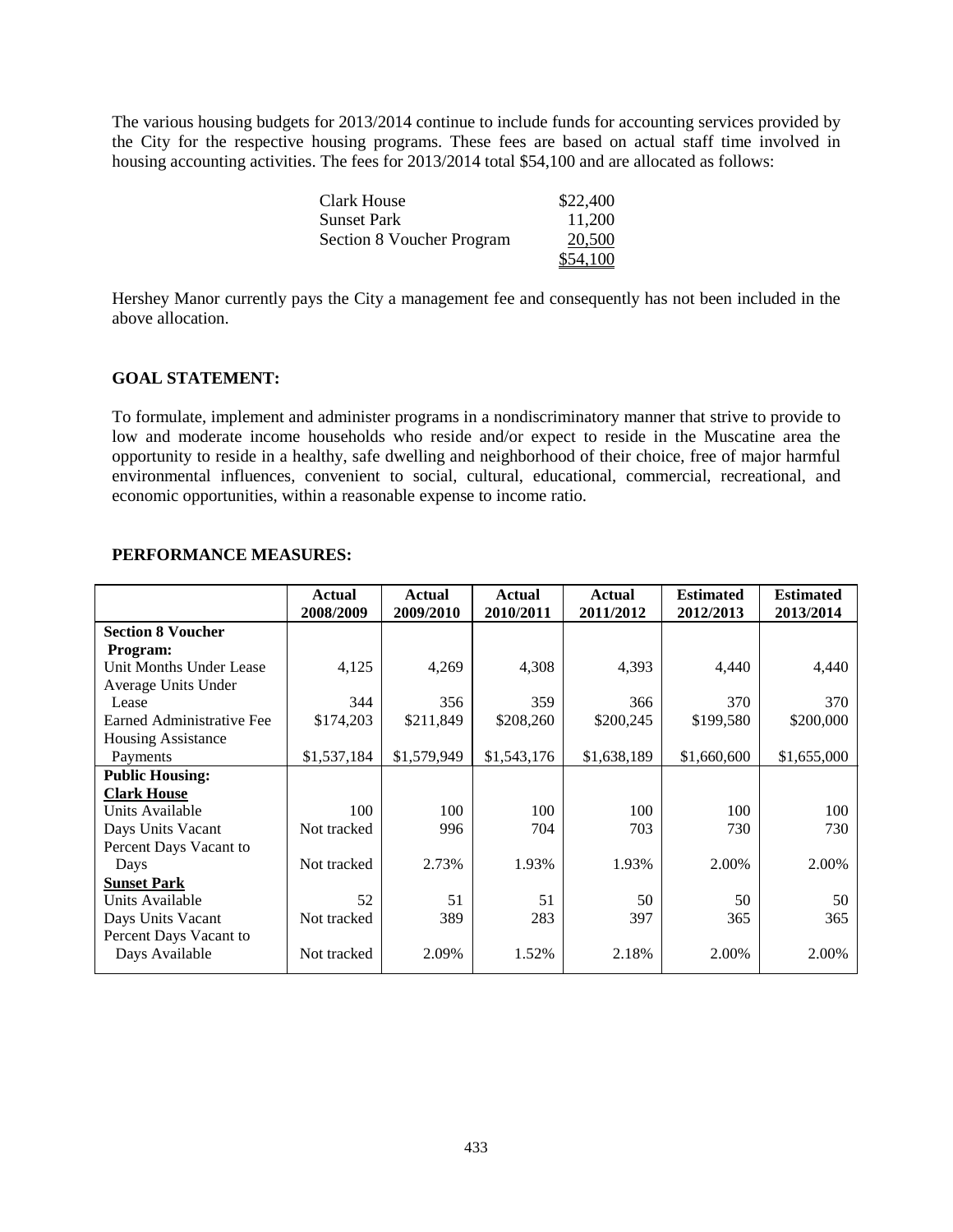The various housing budgets for 2013/2014 continue to include funds for accounting services provided by the City for the respective housing programs. These fees are based on actual staff time involved in housing accounting activities. The fees for 2013/2014 total $54,100 and are allocated as follows:

| | |
|---|---|
| Clark House | $22,400 |
| Sunset Park | 11,200 |
| Section 8 Voucher Program | 20,500 |
| | $54,100 |

Hershey Manor currently pays the City a management fee and consequently has not been included in the above allocation.

## GOAL STATEMENT:

To formulate, implement and administer programs in a nondiscriminatory manner that strive to provide to low and moderate income households who reside and/or expect to reside in the Muscatine area the opportunity to reside in a healthy, safe dwelling and neighborhood of their choice, free of major harmful environmental influences, convenient to social, cultural, educational, commercial, recreational, and economic opportunities, within a reasonable expense to income ratio.

## PERFORMANCE MEASURES:

| | Actual 2008/2009 | Actual 2009/2010 | Actual 2010/2011 | Actual 2011/2012 | Estimated 2012/2013 | Estimated 2013/2014 |
|---|---|---|---|---|---|---|
| **Section 8 Voucher Program:** | | | | | | |
| Unit Months Under Lease | 4,125 | 4,269 | 4,308 | 4,393 | 4,440 | 4,440 |
| Average Units Under Lease | 344 | 356 | 359 | 366 | 370 | 370 |
| Earned Administrative Fee | $174,203 | $211,849 | $208,260 | $200,245 | $199,580 | $200,000 |
| Housing Assistance Payments | $1,537,184 | $1,579,949 | $1,543,176 | $1,638,189 | $1,660,600 | $1,655,000 |
| **Public Housing:** | | | | | | |
| **Clark House** | | | | | | |
| Units Available | 100 | 100 | 100 | 100 | 100 | 100 |
| Days Units Vacant | Not tracked | 996 | 704 | 703 | 730 | 730 |
| Percent Days Vacant to Days | Not tracked | 2.73% | 1.93% | 1.93% | 2.00% | 2.00% |
| **Sunset Park** | | | | | | |
| Units Available | 52 | 51 | 51 | 50 | 50 | 50 |
| Days Units Vacant | Not tracked | 389 | 283 | 397 | 365 | 365 |
| Percent Days Vacant to Days Available | Not tracked | 2.09% | 1.52% | 2.18% | 2.00% | 2.00% |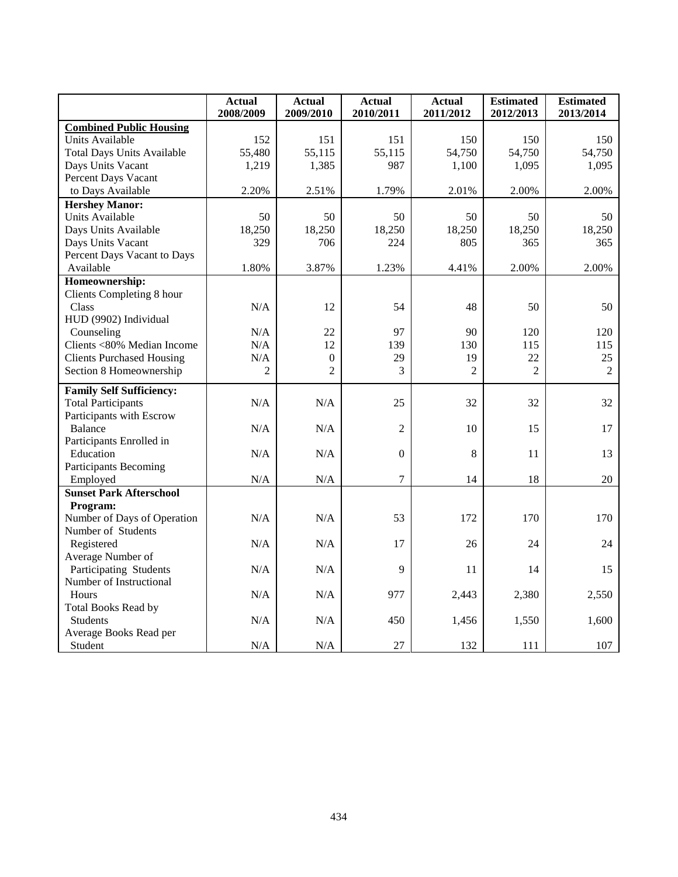| | Actual 2008/2009 | Actual 2009/2010 | Actual 2010/2011 | Actual 2011/2012 | Estimated 2012/2013 | Estimated 2013/2014 |
|---|---|---|---|---|---|---|
| **Combined Public Housing** | | | | | | |
| Units Available | 152 | 151 | 151 | 150 | 150 | 150 |
| Total Days Units Available | 55,480 | 55,115 | 55,115 | 54,750 | 54,750 | 54,750 |
| Days Units Vacant | 1,219 | 1,385 | 987 | 1,100 | 1,095 | 1,095 |
| Percent Days Vacant to Days Available | 2.20% | 2.51% | 1.79% | 2.01% | 2.00% | 2.00% |
| **Hershey Manor:** | | | | | | |
| Units Available | 50 | 50 | 50 | 50 | 50 | 50 |
| Days Units Available | 18,250 | 18,250 | 18,250 | 18,250 | 18,250 | 18,250 |
| Days Units Vacant | 329 | 706 | 224 | 805 | 365 | 365 |
| Percent Days Vacant to Days Available | 1.80% | 3.87% | 1.23% | 4.41% | 2.00% | 2.00% |
| **Homeownership:** | | | | | | |
| Clients Completing 8 hour Class | N/A | 12 | 54 | 48 | 50 | 50 |
| HUD (9902) Individual Counseling | N/A | 22 | 97 | 90 | 120 | 120 |
| Clients <80% Median Income | N/A | 12 | 139 | 130 | 115 | 115 |
| Clients Purchased Housing | N/A | 0 | 29 | 19 | 22 | 25 |
| Section 8 Homeownership | 2 | 2 | 3 | 2 | 2 | 2 |
| **Family Self Sufficiency:** | | | | | | |
| Total Participants | N/A | N/A | 25 | 32 | 32 | 32 |
| Participants with Escrow Balance | N/A | N/A | 2 | 10 | 15 | 17 |
| Participants Enrolled in Education | N/A | N/A | 0 | 8 | 11 | 13 |
| Participants Becoming Employed | N/A | N/A | 7 | 14 | 18 | 20 |
| **Sunset Park Afterschool Program:** | | | | | | |
| Number of Days of Operation | N/A | N/A | 53 | 172 | 170 | 170 |
| Number of Students Registered | N/A | N/A | 17 | 26 | 24 | 24 |
| Average Number of Participating Students | N/A | N/A | 9 | 11 | 14 | 15 |
| Number of Instructional Hours | N/A | N/A | 977 | 2,443 | 2,380 | 2,550 |
| Total Books Read by Students | N/A | N/A | 450 | 1,456 | 1,550 | 1,600 |
| Average Books Read per Student | N/A | N/A | 27 | 132 | 111 | 107 |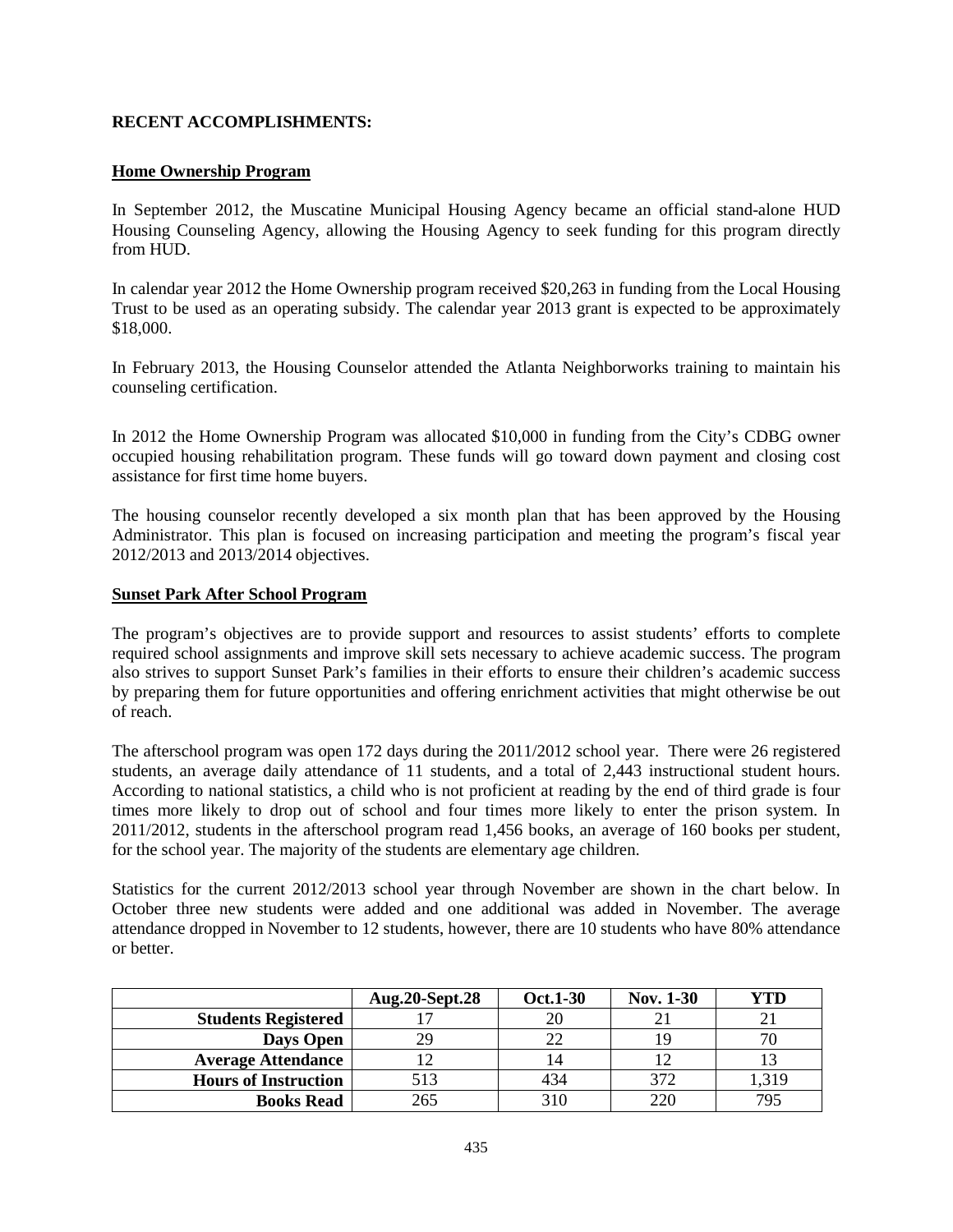## RECENT ACCOMPLISHMENTS:

### Home Ownership Program

In September 2012, the Muscatine Municipal Housing Agency became an official stand-alone HUD Housing Counseling Agency, allowing the Housing Agency to seek funding for this program directly from HUD.

In calendar year 2012 the Home Ownership program received $20,263 in funding from the Local Housing Trust to be used as an operating subsidy. The calendar year 2013 grant is expected to be approximately $18,000.

In February 2013, the Housing Counselor attended the Atlanta Neighborworks training to maintain his counseling certification.

In 2012 the Home Ownership Program was allocated $10,000 in funding from the City's CDBG owner occupied housing rehabilitation program. These funds will go toward down payment and closing cost assistance for first time home buyers.

The housing counselor recently developed a six month plan that has been approved by the Housing Administrator. This plan is focused on increasing participation and meeting the program's fiscal year 2012/2013 and 2013/2014 objectives.

### Sunset Park After School Program

The program's objectives are to provide support and resources to assist students' efforts to complete required school assignments and improve skill sets necessary to achieve academic success. The program also strives to support Sunset Park's families in their efforts to ensure their children's academic success by preparing them for future opportunities and offering enrichment activities that might otherwise be out of reach.

The afterschool program was open 172 days during the 2011/2012 school year. There were 26 registered students, an average daily attendance of 11 students, and a total of 2,443 instructional student hours. According to national statistics, a child who is not proficient at reading by the end of third grade is four times more likely to drop out of school and four times more likely to enter the prison system. In 2011/2012, students in the afterschool program read 1,456 books, an average of 160 books per student, for the school year. The majority of the students are elementary age children.

Statistics for the current 2012/2013 school year through November are shown in the chart below. In October three new students were added and one additional was added in November. The average attendance dropped in November to 12 students, however, there are 10 students who have 80% attendance or better.

| | Aug.20-Sept.28 | Oct.1-30 | Nov. 1-30 | YTD |
|---|---|---|---|---|
| Students Registered | 17 | 20 | 21 | 21 |
| Days Open | 29 | 22 | 19 | 70 |
| Average Attendance | 12 | 14 | 12 | 13 |
| Hours of Instruction | 513 | 434 | 372 | 1,319 |
| Books Read | 265 | 310 | 220 | 795 |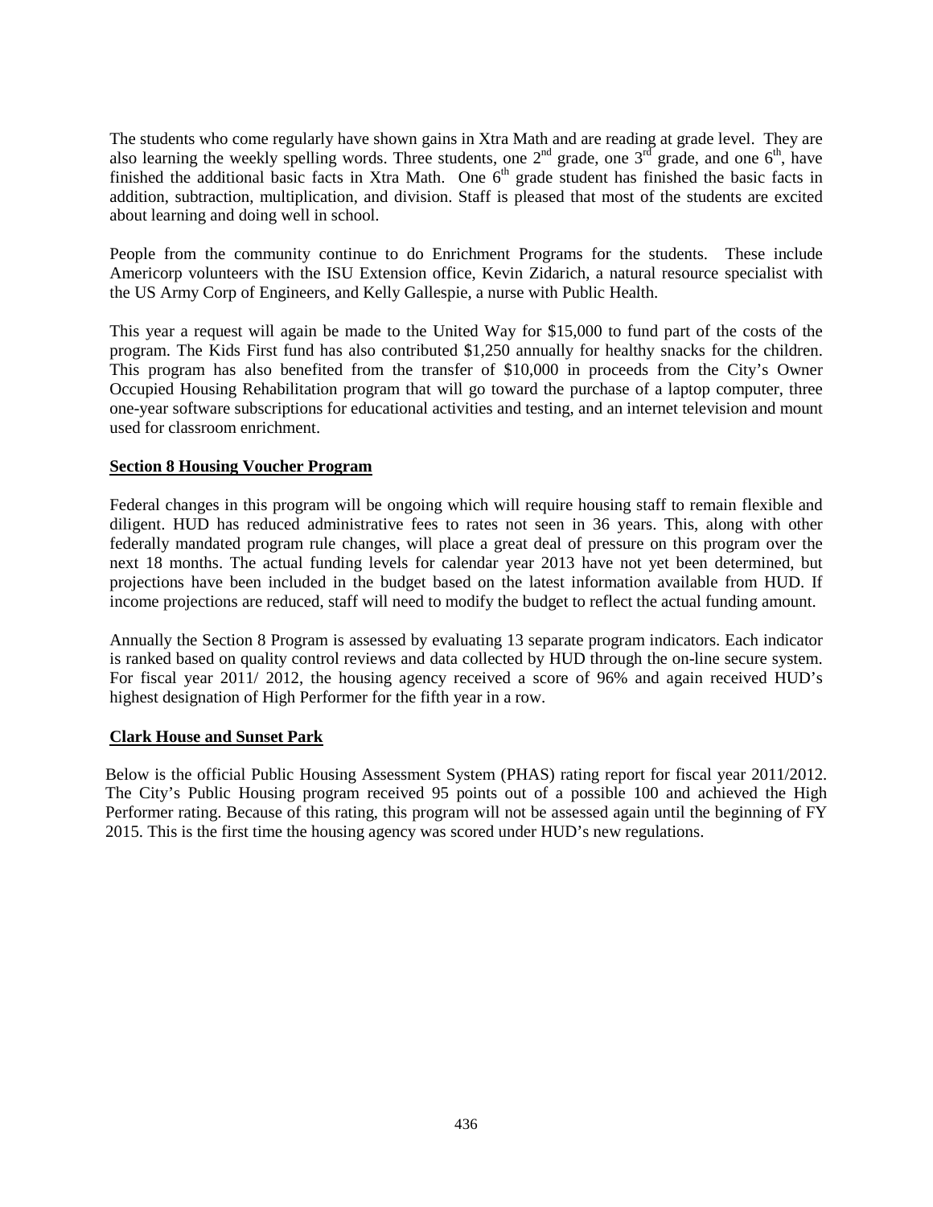The students who come regularly have shown gains in Xtra Math and are reading at grade level. They are also learning the weekly spelling words. Three students, one 2nd grade, one 3rd grade, and one 6th, have finished the additional basic facts in Xtra Math. One 6th grade student has finished the basic facts in addition, subtraction, multiplication, and division. Staff is pleased that most of the students are excited about learning and doing well in school.

People from the community continue to do Enrichment Programs for the students. These include Americorp volunteers with the ISU Extension office, Kevin Zidarich, a natural resource specialist with the US Army Corp of Engineers, and Kelly Gallespie, a nurse with Public Health.

This year a request will again be made to the United Way for $15,000 to fund part of the costs of the program. The Kids First fund has also contributed $1,250 annually for healthy snacks for the children. This program has also benefited from the transfer of $10,000 in proceeds from the City's Owner Occupied Housing Rehabilitation program that will go toward the purchase of a laptop computer, three one-year software subscriptions for educational activities and testing, and an internet television and mount used for classroom enrichment.

**Section 8 Housing Voucher Program**

Federal changes in this program will be ongoing which will require housing staff to remain flexible and diligent. HUD has reduced administrative fees to rates not seen in 36 years. This, along with other federally mandated program rule changes, will place a great deal of pressure on this program over the next 18 months. The actual funding levels for calendar year 2013 have not yet been determined, but projections have been included in the budget based on the latest information available from HUD. If income projections are reduced, staff will need to modify the budget to reflect the actual funding amount.

Annually the Section 8 Program is assessed by evaluating 13 separate program indicators. Each indicator is ranked based on quality control reviews and data collected by HUD through the on-line secure system. For fiscal year 2011/ 2012, the housing agency received a score of 96% and again received HUD's highest designation of High Performer for the fifth year in a row.

**Clark House and Sunset Park**

Below is the official Public Housing Assessment System (PHAS) rating report for fiscal year 2011/2012. The City's Public Housing program received 95 points out of a possible 100 and achieved the High Performer rating. Because of this rating, this program will not be assessed again until the beginning of FY 2015. This is the first time the housing agency was scored under HUD's new regulations.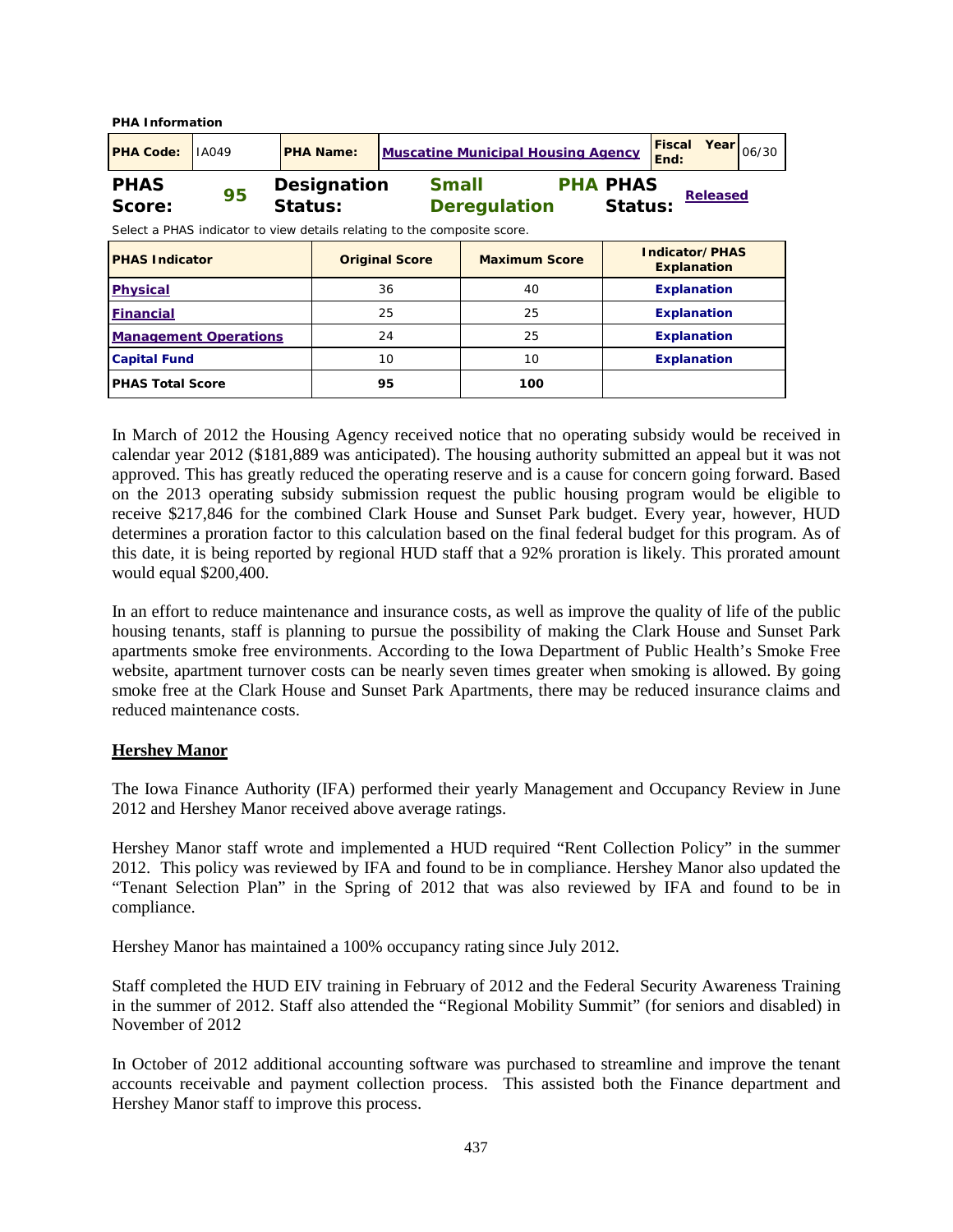**PHA Information**

| PHA Code: | IA049 | PHA Name: | Muscatine Municipal Housing Agency | Fiscal Year End: | 06/30 |
|---|---|---|---|---|---|

**PHAS Score:** 95 **Designation Status:** Small Deregulation **PHA PHAS Status:** Released

Select a PHAS indicator to view details relating to the composite score.

| PHAS Indicator | Original Score | Maximum Score | Indicator/PHAS Explanation |
|---|---|---|---|
| Physical | 36 | 40 | Explanation |
| Financial | 25 | 25 | Explanation |
| Management Operations | 24 | 25 | Explanation |
| Capital Fund | 10 | 10 | Explanation |
| PHAS Total Score | 95 | 100 | |

In March of 2012 the Housing Agency received notice that no operating subsidy would be received in calendar year 2012 ($181,889 was anticipated). The housing authority submitted an appeal but it was not approved. This has greatly reduced the operating reserve and is a cause for concern going forward. Based on the 2013 operating subsidy submission request the public housing program would be eligible to receive $217,846 for the combined Clark House and Sunset Park budget. Every year, however, HUD determines a proration factor to this calculation based on the final federal budget for this program. As of this date, it is being reported by regional HUD staff that a 92% proration is likely. This prorated amount would equal $200,400.

In an effort to reduce maintenance and insurance costs, as well as improve the quality of life of the public housing tenants, staff is planning to pursue the possibility of making the Clark House and Sunset Park apartments smoke free environments. According to the Iowa Department of Public Health's Smoke Free website, apartment turnover costs can be nearly seven times greater when smoking is allowed. By going smoke free at the Clark House and Sunset Park Apartments, there may be reduced insurance claims and reduced maintenance costs.

**Hershey Manor**

The Iowa Finance Authority (IFA) performed their yearly Management and Occupancy Review in June 2012 and Hershey Manor received above average ratings.

Hershey Manor staff wrote and implemented a HUD required "Rent Collection Policy" in the summer 2012. This policy was reviewed by IFA and found to be in compliance. Hershey Manor also updated the "Tenant Selection Plan" in the Spring of 2012 that was also reviewed by IFA and found to be in compliance.

Hershey Manor has maintained a 100% occupancy rating since July 2012.

Staff completed the HUD EIV training in February of 2012 and the Federal Security Awareness Training in the summer of 2012. Staff also attended the "Regional Mobility Summit" (for seniors and disabled) in November of 2012

In October of 2012 additional accounting software was purchased to streamline and improve the tenant accounts receivable and payment collection process. This assisted both the Finance department and Hershey Manor staff to improve this process.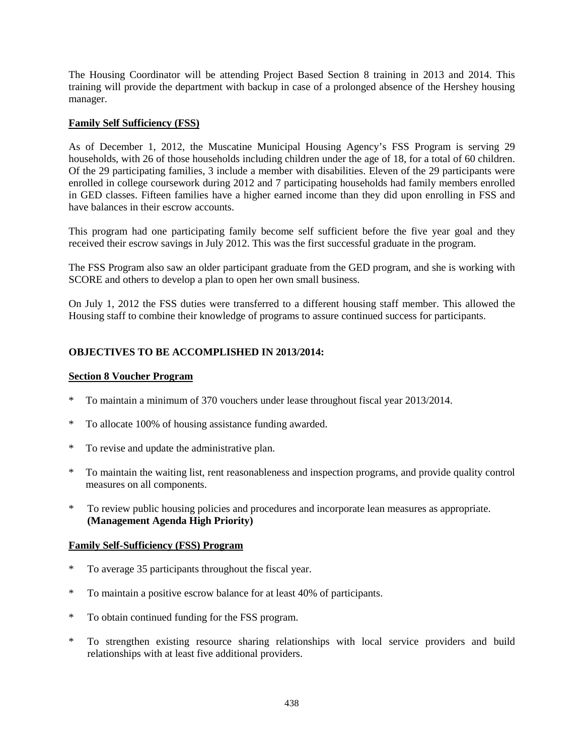The Housing Coordinator will be attending Project Based Section 8 training in 2013 and 2014. This training will provide the department with backup in case of a prolonged absence of the Hershey housing manager.

**Family Self Sufficiency (FSS)**

As of December 1, 2012, the Muscatine Municipal Housing Agency's FSS Program is serving 29 households, with 26 of those households including children under the age of 18, for a total of 60 children. Of the 29 participating families, 3 include a member with disabilities. Eleven of the 29 participants were enrolled in college coursework during 2012 and 7 participating households had family members enrolled in GED classes. Fifteen families have a higher earned income than they did upon enrolling in FSS and have balances in their escrow accounts.

This program had one participating family become self sufficient before the five year goal and they received their escrow savings in July 2012. This was the first successful graduate in the program.

The FSS Program also saw an older participant graduate from the GED program, and she is working with SCORE and others to develop a plan to open her own small business.

On July 1, 2012 the FSS duties were transferred to a different housing staff member. This allowed the Housing staff to combine their knowledge of programs to assure continued success for participants.

**OBJECTIVES TO BE ACCOMPLISHED IN 2013/2014:**

**Section 8 Voucher Program**

* To maintain a minimum of 370 vouchers under lease throughout fiscal year 2013/2014.
* To allocate 100% of housing assistance funding awarded.
* To revise and update the administrative plan.
* To maintain the waiting list, rent reasonableness and inspection programs, and provide quality control measures on all components.
* To review public housing policies and procedures and incorporate lean measures as appropriate. **(Management Agenda High Priority)**

**Family Self-Sufficiency (FSS) Program**

* To average 35 participants throughout the fiscal year.
* To maintain a positive escrow balance for at least 40% of participants.
* To obtain continued funding for the FSS program.
* To strengthen existing resource sharing relationships with local service providers and build relationships with at least five additional providers.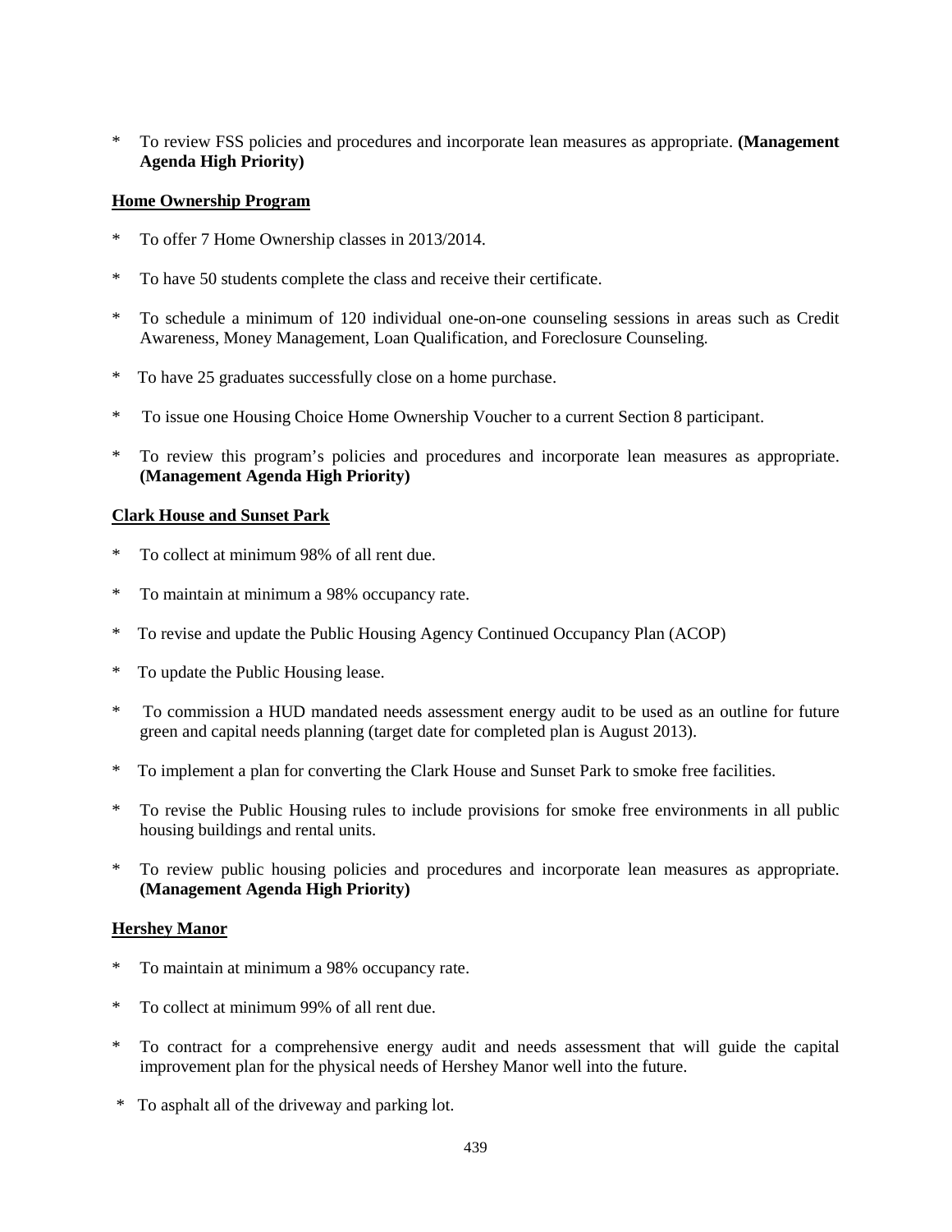* To review FSS policies and procedures and incorporate lean measures as appropriate. **(Management Agenda High Priority)**

**Home Ownership Program**

* To offer 7 Home Ownership classes in 2013/2014.

* To have 50 students complete the class and receive their certificate.

* To schedule a minimum of 120 individual one-on-one counseling sessions in areas such as Credit Awareness, Money Management, Loan Qualification, and Foreclosure Counseling.

* To have 25 graduates successfully close on a home purchase.

* To issue one Housing Choice Home Ownership Voucher to a current Section 8 participant.

* To review this program's policies and procedures and incorporate lean measures as appropriate. **(Management Agenda High Priority)**

**Clark House and Sunset Park**

* To collect at minimum 98% of all rent due.

* To maintain at minimum a 98% occupancy rate.

* To revise and update the Public Housing Agency Continued Occupancy Plan (ACOP)

* To update the Public Housing lease.

* To commission a HUD mandated needs assessment energy audit to be used as an outline for future green and capital needs planning (target date for completed plan is August 2013).

* To implement a plan for converting the Clark House and Sunset Park to smoke free facilities.

* To revise the Public Housing rules to include provisions for smoke free environments in all public housing buildings and rental units.

* To review public housing policies and procedures and incorporate lean measures as appropriate. **(Management Agenda High Priority)**

**Hershey Manor**

* To maintain at minimum a 98% occupancy rate.

* To collect at minimum 99% of all rent due.

* To contract for a comprehensive energy audit and needs assessment that will guide the capital improvement plan for the physical needs of Hershey Manor well into the future.

* To asphalt all of the driveway and parking lot.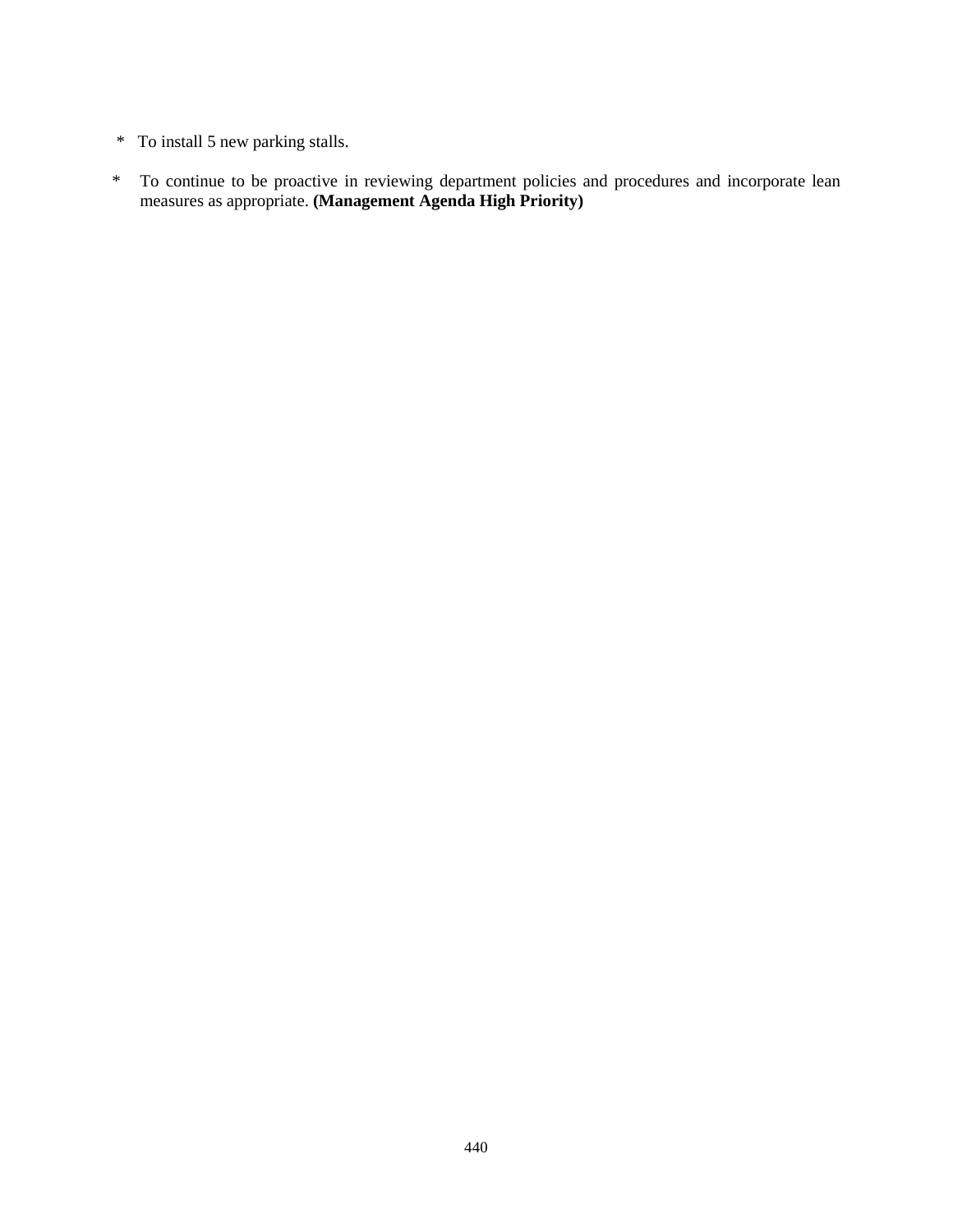* To install 5 new parking stalls.

* To continue to be proactive in reviewing department policies and procedures and incorporate lean measures as appropriate. **(Management Agenda High Priority)**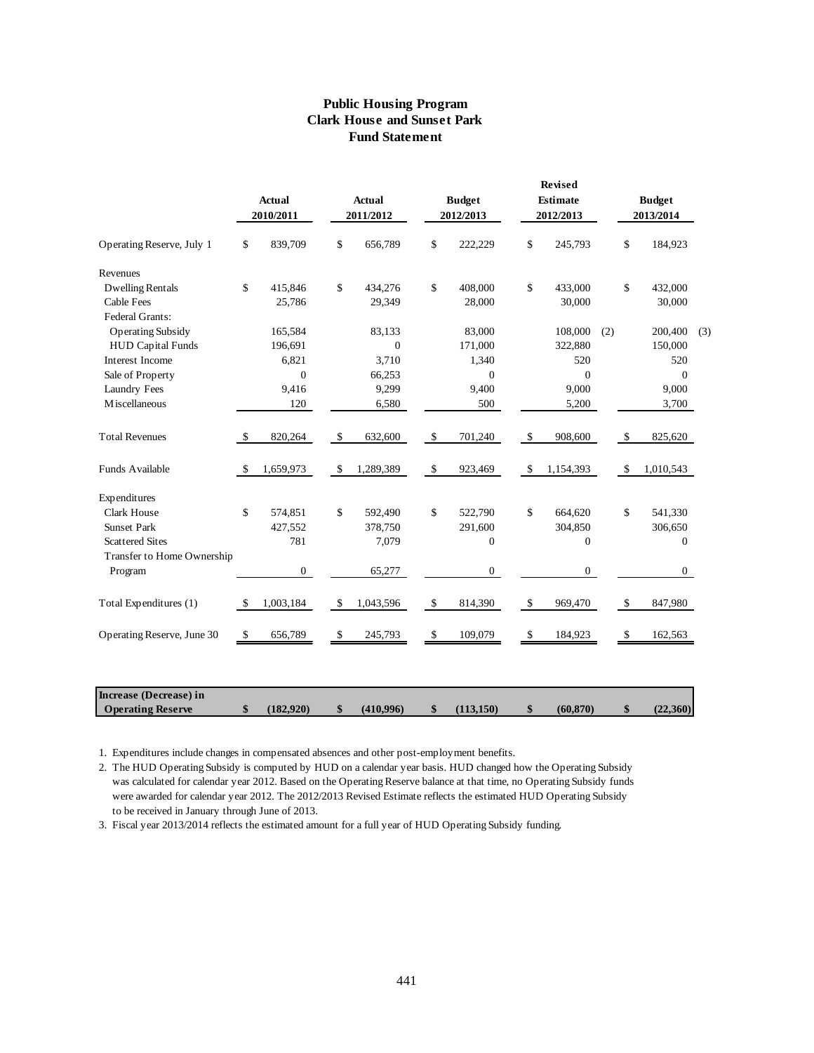# Public Housing Program
## Clark House and Sunset Park
### Fund Statement

| | Actual 2010/2011 | Actual 2011/2012 | Budget 2012/2013 | Revised Estimate 2012/2013 | Budget 2013/2014 |
|---|---|---|---|---|---|
| Operating Reserve, July 1 | $ 839,709 | $ 656,789 | $ 222,229 | $ 245,793 | $ 184,923 |
| Revenues | | | | | |
| Dwelling Rentals | $ 415,846 | $ 434,276 | $ 408,000 | $ 433,000 | $ 432,000 |
| Cable Fees | 25,786 | 29,349 | 28,000 | 30,000 | 30,000 |
| Federal Grants: | | | | | |
| Operating Subsidy | 165,584 | 83,133 | 83,000 | 108,000 (2) | 200,400 (3) |
| HUD Capital Funds | 196,691 | 0 | 171,000 | 322,880 | 150,000 |
| Interest Income | 6,821 | 3,710 | 1,340 | 520 | 520 |
| Sale of Property | 0 | 66,253 | 0 | 0 | 0 |
| Laundry Fees | 9,416 | 9,299 | 9,400 | 9,000 | 9,000 |
| Miscellaneous | 120 | 6,580 | 500 | 5,200 | 3,700 |
| Total Revenues | $ 820,264 | $ 632,600 | $ 701,240 | $ 908,600 | $ 825,620 |
| Funds Available | $ 1,659,973 | $ 1,289,389 | $ 923,469 | $ 1,154,393 | $ 1,010,543 |
| Expenditures | | | | | |
| Clark House | $ 574,851 | $ 592,490 | $ 522,790 | $ 664,620 | $ 541,330 |
| Sunset Park | 427,552 | 378,750 | 291,600 | 304,850 | 306,650 |
| Scattered Sites | 781 | 7,079 | 0 | 0 | 0 |
| Transfer to Home Ownership Program | 0 | 65,277 | 0 | 0 | 0 |
| Total Expenditures (1) | $ 1,003,184 | $ 1,043,596 | $ 814,390 | $ 969,470 | $ 847,980 |
| Operating Reserve, June 30 | $ 656,789 | $ 245,793 | $ 109,079 | $ 184,923 | $ 162,563 |
| **Increase (Decrease) in Operating Reserve** | **$ (182,920)** | **$ (410,996)** | **$ (113,150)** | **$ (60,870)** | **$ (22,360)** |

1. Expenditures include changes in compensated absences and other post-employment benefits.
2. The HUD Operating Subsidy is computed by HUD on a calendar year basis. HUD changed how the Operating Subsidy was calculated for calendar year 2012. Based on the Operating Reserve balance at that time, no Operating Subsidy funds were awarded for calendar year 2012. The 2012/2013 Revised Estimate reflects the estimated HUD Operating Subsidy to be received in January through June of 2013.
3. Fiscal year 2013/2014 reflects the estimated amount for a full year of HUD Operating Subsidy funding.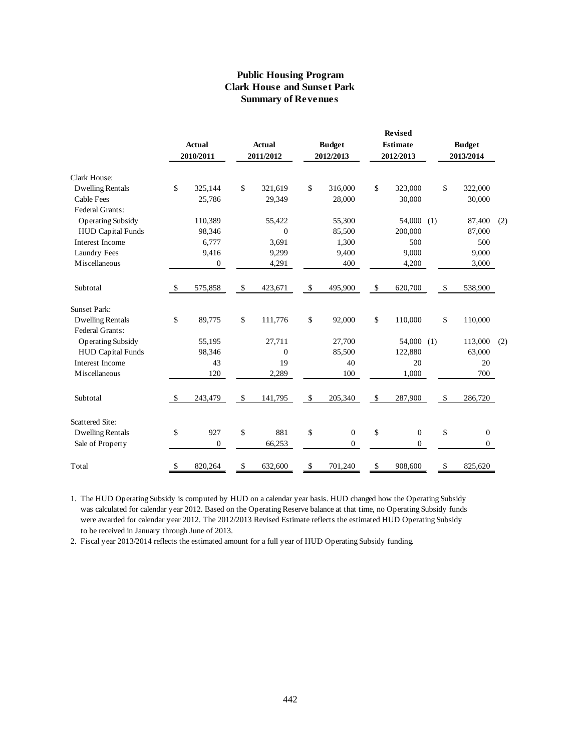# Public Housing Program
## Clark House and Sunset Park
### Summary of Revenues

| | Actual 2010/2011 | Actual 2011/2012 | Budget 2012/2013 | Revised Estimate 2012/2013 | Budget 2013/2014 |
|---|---|---|---|---|---|
| **Clark House:** | | | | | |
| Dwelling Rentals | $ 325,144 | $ 321,619 | $ 316,000 | $ 323,000 | $ 322,000 |
| Cable Fees | 25,786 | 29,349 | 28,000 | 30,000 | 30,000 |
| Federal Grants: | | | | | |
| Operating Subsidy | 110,389 | 55,422 | 55,300 | 54,000 (1) | 87,400 (2) |
| HUD Capital Funds | 98,346 | 0 | 85,500 | 200,000 | 87,000 |
| Interest Income | 6,777 | 3,691 | 1,300 | 500 | 500 |
| Laundry Fees | 9,416 | 9,299 | 9,400 | 9,000 | 9,000 |
| Miscellaneous | 0 | 4,291 | 400 | 4,200 | 3,000 |
| Subtotal | $ 575,858 | $ 423,671 | $ 495,900 | $ 620,700 | $ 538,900 |
| **Sunset Park:** | | | | | |
| Dwelling Rentals | $ 89,775 | $ 111,776 | $ 92,000 | $ 110,000 | $ 110,000 |
| Federal Grants: | | | | | |
| Operating Subsidy | 55,195 | 27,711 | 27,700 | 54,000 (1) | 113,000 (2) |
| HUD Capital Funds | 98,346 | 0 | 85,500 | 122,880 | 63,000 |
| Interest Income | 43 | 19 | 40 | 20 | 20 |
| Miscellaneous | 120 | 2,289 | 100 | 1,000 | 700 |
| Subtotal | $ 243,479 | $ 141,795 | $ 205,340 | $ 287,900 | $ 286,720 |
| **Scattered Site:** | | | | | |
| Dwelling Rentals | $ 927 | $ 881 | $ 0 | $ 0 | $ 0 |
| Sale of Property | 0 | 66,253 | 0 | 0 | 0 |
| Total | $ 820,264 | $ 632,600 | $ 701,240 | $ 908,600 | $ 825,620 |

1. The HUD Operating Subsidy is computed by HUD on a calendar year basis. HUD changed how the Operating Subsidy was calculated for calendar year 2012. Based on the Operating Reserve balance at that time, no Operating Subsidy funds were awarded for calendar year 2012. The 2012/2013 Revised Estimate reflects the estimated HUD Operating Subsidy to be received in January through June of 2013.
2. Fiscal year 2013/2014 reflects the estimated amount for a full year of HUD Operating Subsidy funding.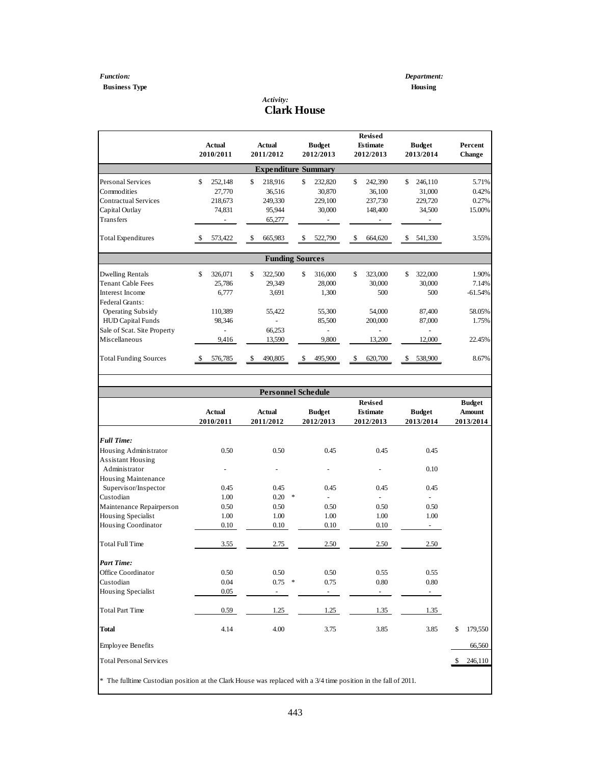*Function:*
**Business Type**

*Department:*
**Housing**

*Activity:*
# Clark House

| | Actual 2010/2011 | Actual 2011/2012 | Budget 2012/2013 | Revised Estimate 2012/2013 | Budget 2013/2014 | Percent Change |
|---|---|---|---|---|---|---|
| **Expenditure Summary** | | | | | | |
| Personal Services | $ 252,148 | $ 218,916 | $ 232,820 | $ 242,390 | $ 246,110 | 5.71% |
| Commodities | 27,770 | 36,516 | 30,870 | 36,100 | 31,000 | 0.42% |
| Contractual Services | 218,673 | 249,330 | 229,100 | 237,730 | 229,720 | 0.27% |
| Capital Outlay | 74,831 | 95,944 | 30,000 | 148,400 | 34,500 | 15.00% |
| Transfers | - | 65,277 | - | - | - | |
| Total Expenditures | $ 573,422 | $ 665,983 | $ 522,790 | $ 664,620 | $ 541,330 | 3.55% |
| **Funding Sources** | | | | | | |
| Dwelling Rentals | $ 326,071 | $ 322,500 | $ 316,000 | $ 323,000 | $ 322,000 | 1.90% |
| Tenant Cable Fees | 25,786 | 29,349 | 28,000 | 30,000 | 30,000 | 7.14% |
| Interest Income | 6,777 | 3,691 | 1,300 | 500 | 500 | -61.54% |
| Federal Grants: | | | | | | |
| Operating Subsidy | 110,389 | 55,422 | 55,300 | 54,000 | 87,400 | 58.05% |
| HUD Capital Funds | 98,346 | - | 85,500 | 200,000 | 87,000 | 1.75% |
| Sale of Scat. Site Property | - | 66,253 | - | - | - | |
| Miscellaneous | 9,416 | 13,590 | 9,800 | 13,200 | 12,000 | 22.45% |
| Total Funding Sources | $ 576,785 | $ 490,805 | $ 495,900 | $ 620,700 | $ 538,900 | 8.67% |

**Personnel Schedule**

| | Actual 2010/2011 | Actual 2011/2012 | Budget 2012/2013 | Revised Estimate 2012/2013 | Budget 2013/2014 | Budget Amount 2013/2014 |
|---|---|---|---|---|---|---|
| ***Full Time:*** | | | | | | |
| Housing Administrator | 0.50 | 0.50 | 0.45 | 0.45 | 0.45 | |
| Assistant Housing Administrator | - | - | - | - | 0.10 | |
| Housing Maintenance Supervisor/Inspector | 0.45 | 0.45 | 0.45 | 0.45 | 0.45 | |
| Custodian | 1.00 | 0.20 * | - | - | - | |
| Maintenance Repairperson | 0.50 | 0.50 | 0.50 | 0.50 | 0.50 | |
| Housing Specialist | 1.00 | 1.00 | 1.00 | 1.00 | 1.00 | |
| Housing Coordinator | 0.10 | 0.10 | 0.10 | 0.10 | - | |
| Total Full Time | 3.55 | 2.75 | 2.50 | 2.50 | 2.50 | |
| ***Part Time:*** | | | | | | |
| Office Coordinator | 0.50 | 0.50 | 0.50 | 0.55 | 0.55 | |
| Custodian | 0.04 | 0.75 * | 0.75 | 0.80 | 0.80 | |
| Housing Specialist | 0.05 | - | - | - | - | |
| Total Part Time | 0.59 | 1.25 | 1.25 | 1.35 | 1.35 | |
| **Total** | 4.14 | 4.00 | 3.75 | 3.85 | 3.85 | $ 179,550 |
| Employee Benefits | | | | | | 66,560 |
| Total Personal Services | | | | | | $ 246,110 |

* The fulltime Custodian position at the Clark House was replaced with a 3/4 time position in the fall of 2011.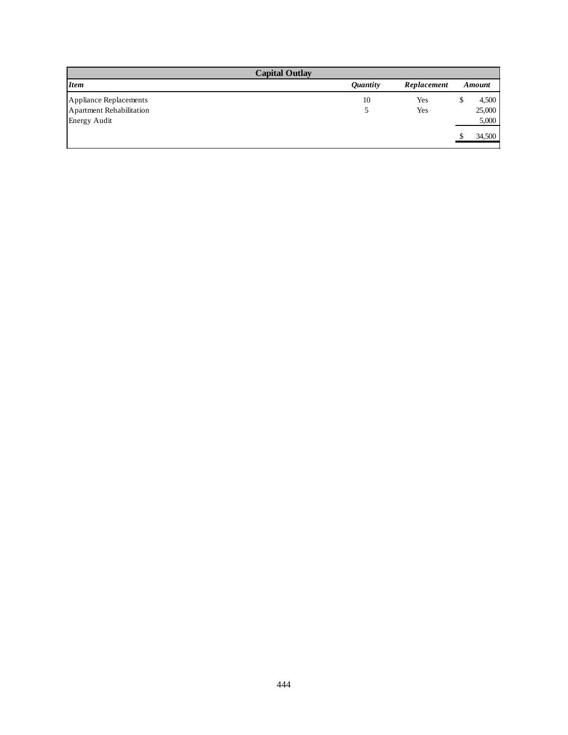| Capital Outlay | | | |
|---|---|---|---|
| ***Item*** | ***Quantity*** | ***Replacement*** | ***Amount*** |
| Appliance Replacements | 10 | Yes | $ 4,500 |
| Apartment Rehabilitation | 5 | Yes | 25,000 |
| Energy Audit | | | 5,000 |
| | | | $ 34,500 |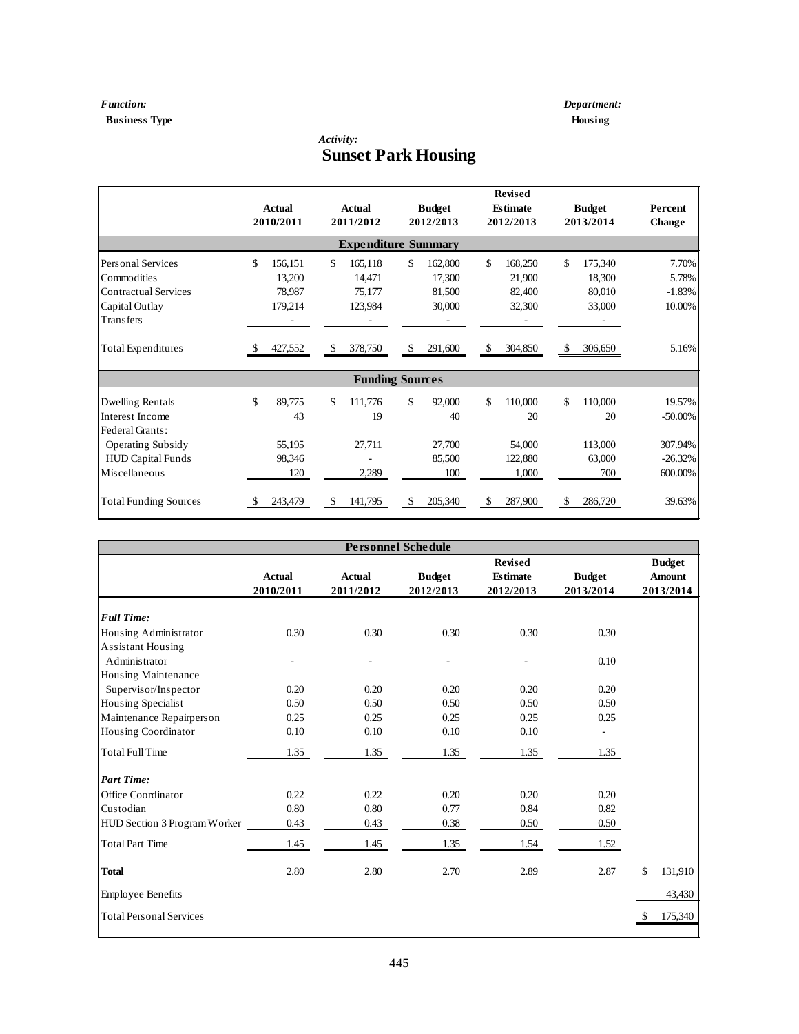*Function:*
**Business Type**

*Department:*
**Housing**

*Activity:*
# Sunset Park Housing

| | Actual 2010/2011 | Actual 2011/2012 | Budget 2012/2013 | Revised Estimate 2012/2013 | Budget 2013/2014 | Percent Change |
|---|---|---|---|---|---|---|
| **Expenditure Summary** | | | | | | |
| Personal Services | $ 156,151 | $ 165,118 | $ 162,800 | $ 168,250 | $ 175,340 | 7.70% |
| Commodities | 13,200 | 14,471 | 17,300 | 21,900 | 18,300 | 5.78% |
| Contractual Services | 78,987 | 75,177 | 81,500 | 82,400 | 80,010 | -1.83% |
| Capital Outlay | 179,214 | 123,984 | 30,000 | 32,300 | 33,000 | 10.00% |
| Transfers | - | - | - | - | - | |
| Total Expenditures | $ 427,552 | $ 378,750 | $ 291,600 | $ 304,850 | $ 306,650 | 5.16% |
| **Funding Sources** | | | | | | |
| Dwelling Rentals | $ 89,775 | $ 111,776 | $ 92,000 | $ 110,000 | $ 110,000 | 19.57% |
| Interest Income | 43 | 19 | 40 | 20 | 20 | -50.00% |
| Federal Grants: | | | | | | |
| Operating Subsidy | 55,195 | 27,711 | 27,700 | 54,000 | 113,000 | 307.94% |
| HUD Capital Funds | 98,346 | - | 85,500 | 122,880 | 63,000 | -26.32% |
| Miscellaneous | 120 | 2,289 | 100 | 1,000 | 700 | 600.00% |
| Total Funding Sources | $ 243,479 | $ 141,795 | $ 205,340 | $ 287,900 | $ 286,720 | 39.63% |

**Personnel Schedule**

| | Actual 2010/2011 | Actual 2011/2012 | Budget 2012/2013 | Revised Estimate 2012/2013 | Budget 2013/2014 | Budget Amount 2013/2014 |
|---|---|---|---|---|---|---|
| ***Full Time:*** | | | | | | |
| Housing Administrator | 0.30 | 0.30 | 0.30 | 0.30 | 0.30 | |
| Assistant Housing Administrator | - | - | - | - | 0.10 | |
| Housing Maintenance Supervisor/Inspector | 0.20 | 0.20 | 0.20 | 0.20 | 0.20 | |
| Housing Specialist | 0.50 | 0.50 | 0.50 | 0.50 | 0.50 | |
| Maintenance Repairperson | 0.25 | 0.25 | 0.25 | 0.25 | 0.25 | |
| Housing Coordinator | 0.10 | 0.10 | 0.10 | 0.10 | - | |
| Total Full Time | 1.35 | 1.35 | 1.35 | 1.35 | 1.35 | |
| ***Part Time:*** | | | | | | |
| Office Coordinator | 0.22 | 0.22 | 0.20 | 0.20 | 0.20 | |
| Custodian | 0.80 | 0.80 | 0.77 | 0.84 | 0.82 | |
| HUD Section 3 Program Worker | 0.43 | 0.43 | 0.38 | 0.50 | 0.50 | |
| Total Part Time | 1.45 | 1.45 | 1.35 | 1.54 | 1.52 | |
| **Total** | 2.80 | 2.80 | 2.70 | 2.89 | 2.87 | $ 131,910 |
| Employee Benefits | | | | | | 43,430 |
| Total Personal Services | | | | | | $ 175,340 |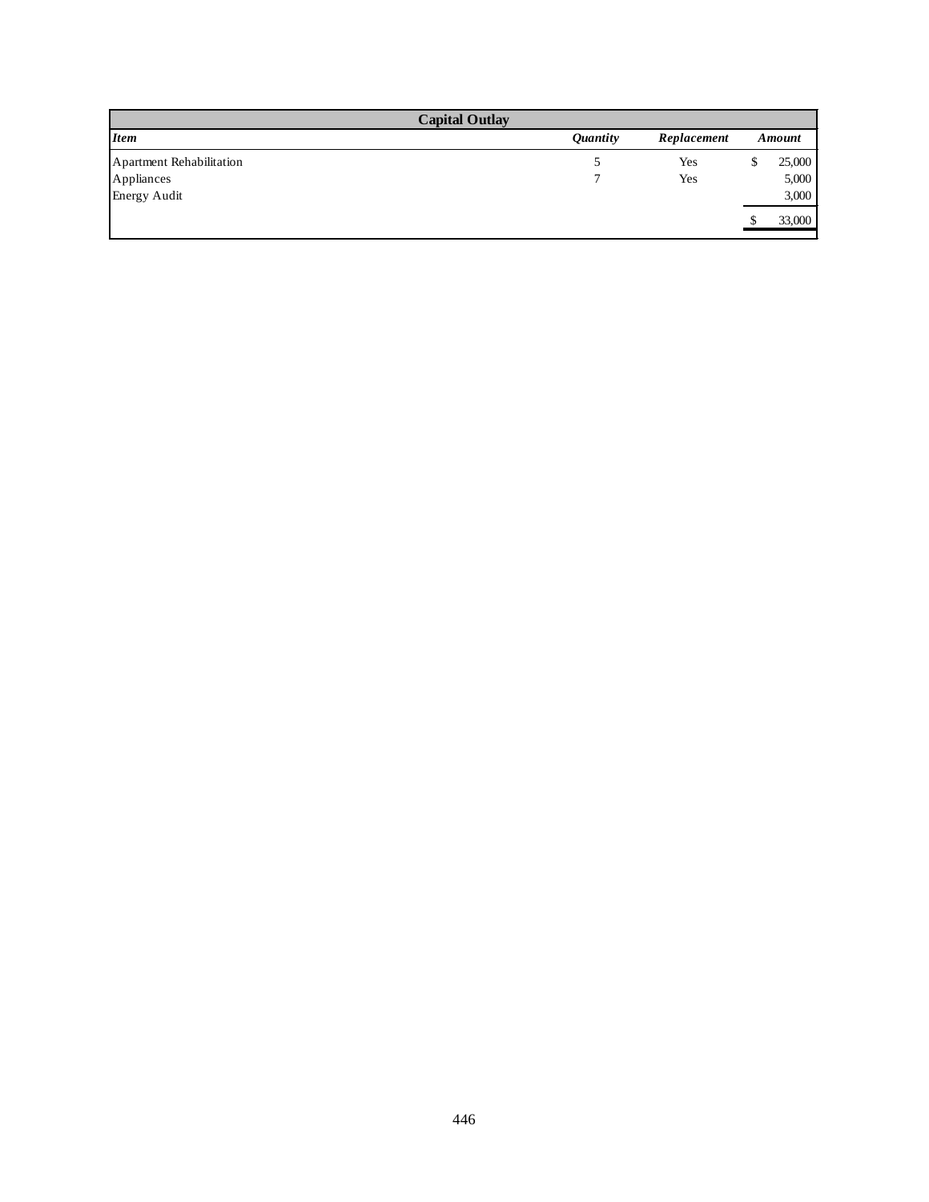| Capital Outlay | | | |
|---|---|---|---|
| ***Item*** | ***Quantity*** | ***Replacement*** | ***Amount*** |
| Apartment Rehabilitation | 5 | Yes | $ 25,000 |
| Appliances | 7 | Yes | 5,000 |
| Energy Audit | | | 3,000 |
| | | | $ 33,000 |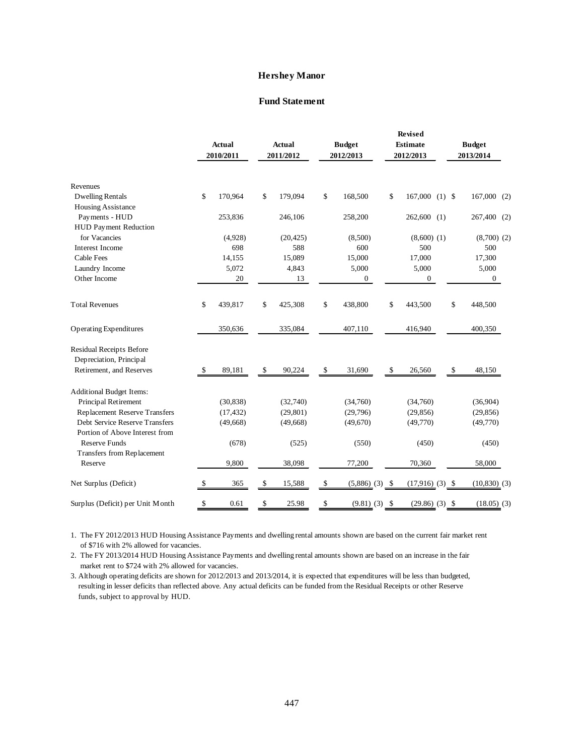# Hershey Manor

## Fund Statement

| | Actual 2010/2011 | Actual 2011/2012 | Budget 2012/2013 | Revised Estimate 2012/2013 | Budget 2013/2014 |
|---|---|---|---|---|---|
| Revenues | | | | | |
| Dwelling Rentals | $ 170,964 | $ 179,094 | $ 168,500 | $ 167,000 (1) | $ 167,000 (2) |
| Housing Assistance Payments - HUD | 253,836 | 246,106 | 258,200 | 262,600 (1) | 267,400 (2) |
| HUD Payment Reduction for Vacancies | (4,928) | (20,425) | (8,500) | (8,600) (1) | (8,700) (2) |
| Interest Income | 698 | 588 | 600 | 500 | 500 |
| Cable Fees | 14,155 | 15,089 | 15,000 | 17,000 | 17,300 |
| Laundry Income | 5,072 | 4,843 | 5,000 | 5,000 | 5,000 |
| Other Income | 20 | 13 | 0 | 0 | 0 |
| Total Revenues | $ 439,817 | $ 425,308 | $ 438,800 | $ 443,500 | $ 448,500 |
| Operating Expenditures | 350,636 | 335,084 | 407,110 | 416,940 | 400,350 |
| Residual Receipts Before Depreciation, Principal Retirement, and Reserves | $ 89,181 | $ 90,224 | $ 31,690 | $ 26,560 | $ 48,150 |
| Additional Budget Items: | | | | | |
| Principal Retirement | (30,838) | (32,740) | (34,760) | (34,760) | (36,904) |
| Replacement Reserve Transfers | (17,432) | (29,801) | (29,796) | (29,856) | (29,856) |
| Debt Service Reserve Transfers | (49,668) | (49,668) | (49,670) | (49,770) | (49,770) |
| Portion of Above Interest from Reserve Funds | (678) | (525) | (550) | (450) | (450) |
| Transfers from Replacement Reserve | 9,800 | 38,098 | 77,200 | 70,360 | 58,000 |
| Net Surplus (Deficit) | $ 365 | $ 15,588 | $ (5,886) (3) | $ (17,916) (3) | $ (10,830) (3) |
| Surplus (Deficit) per Unit Month | $ 0.61 | $ 25.98 | $ (9.81) (3) | $ (29.86) (3) | $ (18.05) (3) |

1. The FY 2012/2013 HUD Housing Assistance Payments and dwelling rental amounts shown are based on the current fair market rent of $716 with 2% allowed for vacancies.
2. The FY 2013/2014 HUD Housing Assistance Payments and dwelling rental amounts shown are based on an increase in the fair market rent to $724 with 2% allowed for vacancies.
3. Although operating deficits are shown for 2012/2013 and 2013/2014, it is expected that expenditures will be less than budgeted, resulting in lesser deficits than reflected above. Any actual deficits can be funded from the Residual Receipts or other Reserve funds, subject to approval by HUD.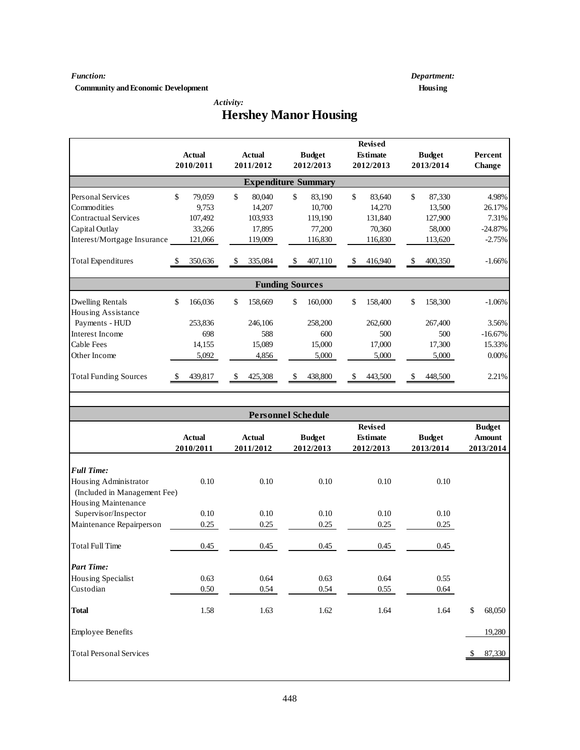*Function:*
**Community and Economic Development**

*Department:*
**Housing**

*Activity:*
# Hershey Manor Housing

| | Actual 2010/2011 | Actual 2011/2012 | Budget 2012/2013 | Revised Estimate 2012/2013 | Budget 2013/2014 | Percent Change |
|---|---|---|---|---|---|---|
| **Expenditure Summary** | | | | | | |
| Personal Services | $ 79,059 | $ 80,040 | $ 83,190 | $ 83,640 | $ 87,330 | 4.98% |
| Commodities | 9,753 | 14,207 | 10,700 | 14,270 | 13,500 | 26.17% |
| Contractual Services | 107,492 | 103,933 | 119,190 | 131,840 | 127,900 | 7.31% |
| Capital Outlay | 33,266 | 17,895 | 77,200 | 70,360 | 58,000 | -24.87% |
| Interest/Mortgage Insurance | 121,066 | 119,009 | 116,830 | 116,830 | 113,620 | -2.75% |
| Total Expenditures | $ 350,636 | $ 335,084 | $ 407,110 | $ 416,940 | $ 400,350 | -1.66% |
| **Funding Sources** | | | | | | |
| Dwelling Rentals | $ 166,036 | $ 158,669 | $ 160,000 | $ 158,400 | $ 158,300 | -1.06% |
| Housing Assistance Payments - HUD | 253,836 | 246,106 | 258,200 | 262,600 | 267,400 | 3.56% |
| Interest Income | 698 | 588 | 600 | 500 | 500 | -16.67% |
| Cable Fees | 14,155 | 15,089 | 15,000 | 17,000 | 17,300 | 15.33% |
| Other Income | 5,092 | 4,856 | 5,000 | 5,000 | 5,000 | 0.00% |
| Total Funding Sources | $ 439,817 | $ 425,308 | $ 438,800 | $ 443,500 | $ 448,500 | 2.21% |

**Personnel Schedule**

| | Actual 2010/2011 | Actual 2011/2012 | Budget 2012/2013 | Revised Estimate 2012/2013 | Budget 2013/2014 | Budget Amount 2013/2014 |
|---|---|---|---|---|---|---|
| ***Full Time:*** | | | | | | |
| Housing Administrator (Included in Management Fee) | 0.10 | 0.10 | 0.10 | 0.10 | 0.10 | |
| Housing Maintenance Supervisor/Inspector | 0.10 | 0.10 | 0.10 | 0.10 | 0.10 | |
| Maintenance Repairperson | 0.25 | 0.25 | 0.25 | 0.25 | 0.25 | |
| Total Full Time | 0.45 | 0.45 | 0.45 | 0.45 | 0.45 | |
| ***Part Time:*** | | | | | | |
| Housing Specialist | 0.63 | 0.64 | 0.63 | 0.64 | 0.55 | |
| Custodian | 0.50 | 0.54 | 0.54 | 0.55 | 0.64 | |
| **Total** | 1.58 | 1.63 | 1.62 | 1.64 | 1.64 | $ 68,050 |
| Employee Benefits | | | | | | 19,280 |
| Total Personal Services | | | | | | $ 87,330 |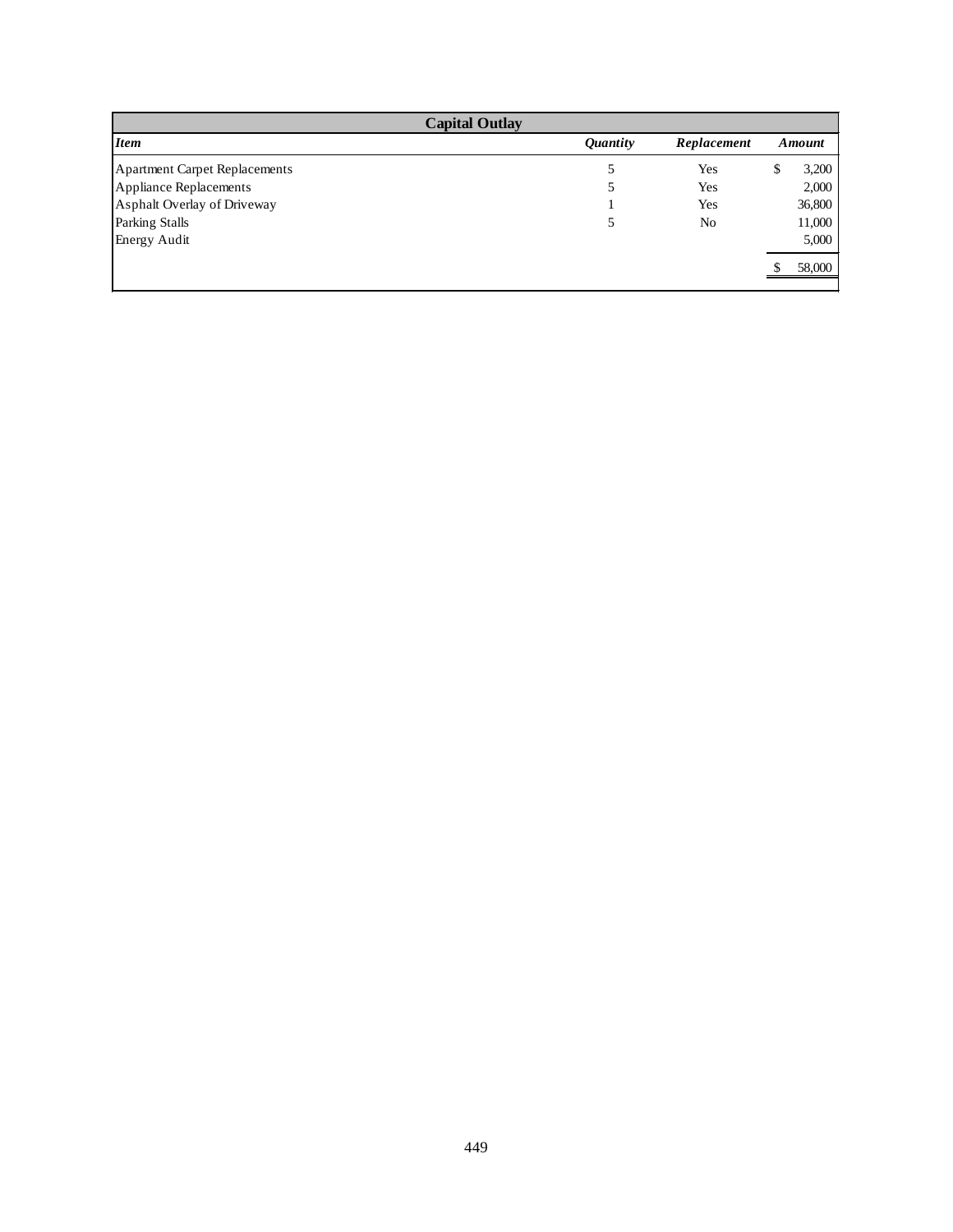| Capital Outlay | | | |
|---|---|---|---|
| ***Item*** | ***Quantity*** | ***Replacement*** | ***Amount*** |
| Apartment Carpet Replacements | 5 | Yes | $ 3,200 |
| Appliance Replacements | 5 | Yes | 2,000 |
| Asphalt Overlay of Driveway | 1 | Yes | 36,800 |
| Parking Stalls | 5 | No | 11,000 |
| Energy Audit | | | 5,000 |
| | | | $ 58,000 |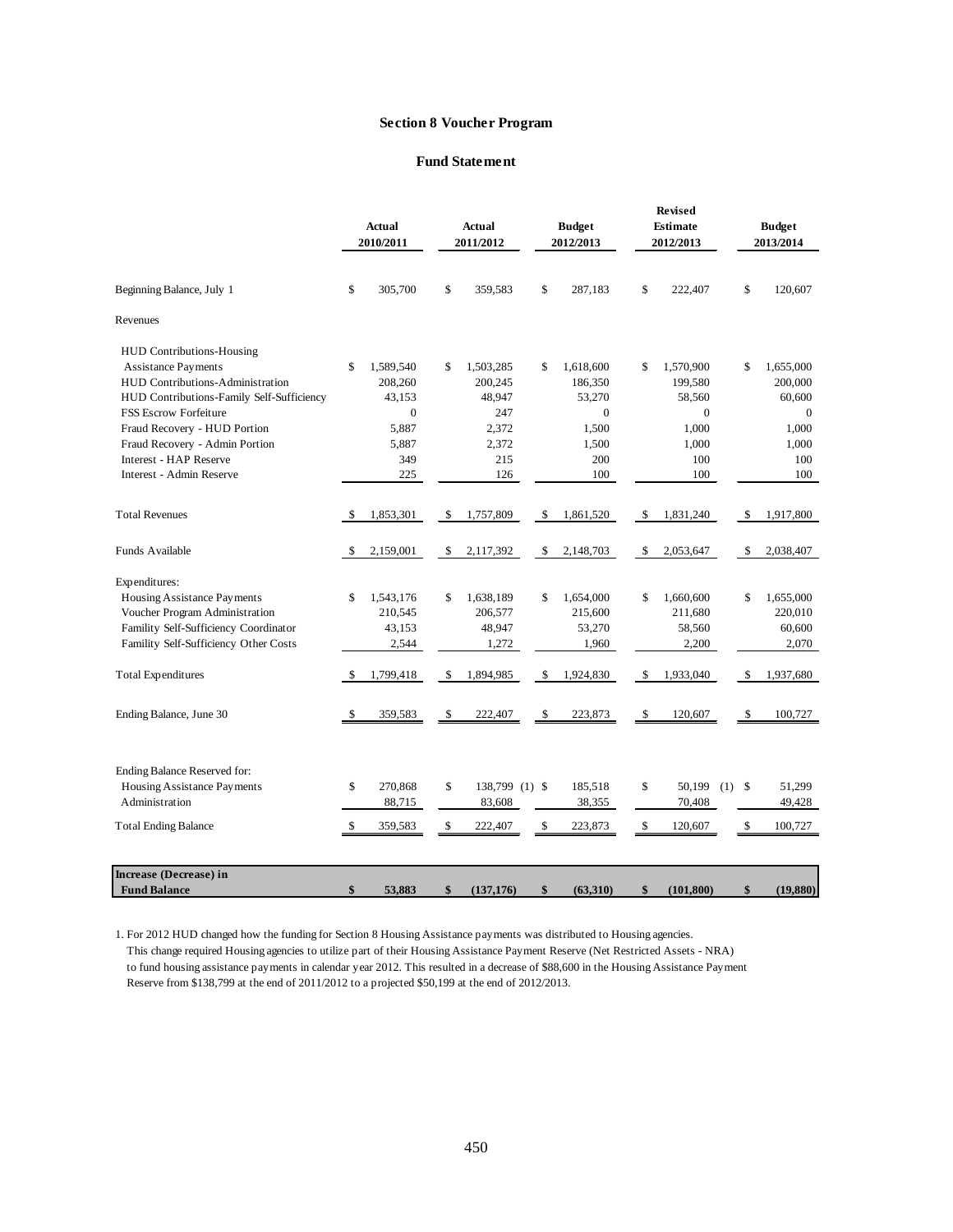## Section 8 Voucher Program

### Fund Statement

| | Actual 2010/2011 | Actual 2011/2012 | Budget 2012/2013 | Revised Estimate 2012/2013 | Budget 2013/2014 |
|---|---|---|---|---|---|
| Beginning Balance, July 1 | $ 305,700 | $ 359,583 | $ 287,183 | $ 222,407 | $ 120,607 |
| Revenues | | | | | |
| HUD Contributions-Housing Assistance Payments | $ 1,589,540 | $ 1,503,285 | $ 1,618,600 | $ 1,570,900 | $ 1,655,000 |
| HUD Contributions-Administration | 208,260 | 200,245 | 186,350 | 199,580 | 200,000 |
| HUD Contributions-Family Self-Sufficiency | 43,153 | 48,947 | 53,270 | 58,560 | 60,600 |
| FSS Escrow Forfeiture | 0 | 247 | 0 | 0 | 0 |
| Fraud Recovery - HUD Portion | 5,887 | 2,372 | 1,500 | 1,000 | 1,000 |
| Fraud Recovery - Admin Portion | 5,887 | 2,372 | 1,500 | 1,000 | 1,000 |
| Interest - HAP Reserve | 349 | 215 | 200 | 100 | 100 |
| Interest - Admin Reserve | 225 | 126 | 100 | 100 | 100 |
| Total Revenues | $ 1,853,301 | $ 1,757,809 | $ 1,861,520 | $ 1,831,240 | $ 1,917,800 |
| Funds Available | $ 2,159,001 | $ 2,117,392 | $ 2,148,703 | $ 2,053,647 | $ 2,038,407 |
| Expenditures: | | | | | |
| Housing Assistance Payments | $ 1,543,176 | $ 1,638,189 | $ 1,654,000 | $ 1,660,600 | $ 1,655,000 |
| Voucher Program Administration | 210,545 | 206,577 | 215,600 | 211,680 | 220,010 |
| Famility Self-Sufficiency Coordinator | 43,153 | 48,947 | 53,270 | 58,560 | 60,600 |
| Famility Self-Sufficiency Other Costs | 2,544 | 1,272 | 1,960 | 2,200 | 2,070 |
| Total Expenditures | $ 1,799,418 | $ 1,894,985 | $ 1,924,830 | $ 1,933,040 | $ 1,937,680 |
| Ending Balance, June 30 | $ 359,583 | $ 222,407 | $ 223,873 | $ 120,607 | $ 100,727 |
| Ending Balance Reserved for: | | | | | |
| Housing Assistance Payments | $ 270,868 | $ 138,799 (1) | $ 185,518 | $ 50,199 (1) | $ 51,299 |
| Administration | 88,715 | 83,608 | 38,355 | 70,408 | 49,428 |
| Total Ending Balance | $ 359,583 | $ 222,407 | $ 223,873 | $ 120,607 | $ 100,727 |
| **Increase (Decrease) in Fund Balance** | **$ 53,883** | **$ (137,176)** | **$ (63,310)** | **$ (101,800)** | **$ (19,880)** |

1. For 2012 HUD changed how the funding for Section 8 Housing Assistance payments was distributed to Housing agencies. This change required Housing agencies to utilize part of their Housing Assistance Payment Reserve (Net Restricted Assets - NRA) to fund housing assistance payments in calendar year 2012. This resulted in a decrease of $88,600 in the Housing Assistance Payment Reserve from $138,799 at the end of 2011/2012 to a projected $50,199 at the end of 2012/2013.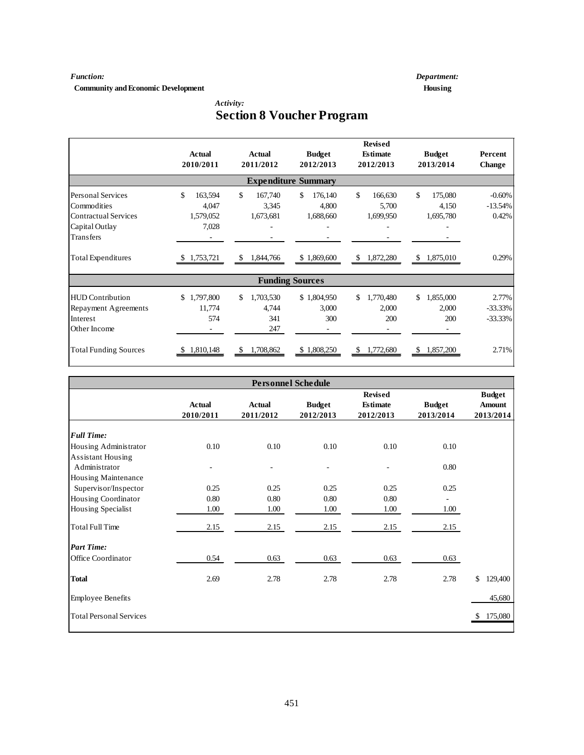*Function:*
**Community and Economic Development**

*Department:*
**Housing**

*Activity:*
# Section 8 Voucher Program

| | Actual 2010/2011 | Actual 2011/2012 | Budget 2012/2013 | Revised Estimate 2012/2013 | Budget 2013/2014 | Percent Change |
|---|---|---|---|---|---|---|
| **Expenditure Summary** | | | | | | |
| Personal Services | $ 163,594 | $ 167,740 | $ 176,140 | $ 166,630 | $ 175,080 | -0.60% |
| Commodities | 4,047 | 3,345 | 4,800 | 5,700 | 4,150 | -13.54% |
| Contractual Services | 1,579,052 | 1,673,681 | 1,688,660 | 1,699,950 | 1,695,780 | 0.42% |
| Capital Outlay | 7,028 | - | - | - | - | |
| Transfers | - | - | - | - | - | |
| Total Expenditures | $ 1,753,721 | $ 1,844,766 | $ 1,869,600 | $ 1,872,280 | $ 1,875,010 | 0.29% |
| **Funding Sources** | | | | | | |
| HUD Contribution | $ 1,797,800 | $ 1,703,530 | $ 1,804,950 | $ 1,770,480 | $ 1,855,000 | 2.77% |
| Repayment Agreements | 11,774 | 4,744 | 3,000 | 2,000 | 2,000 | -33.33% |
| Interest | 574 | 341 | 300 | 200 | 200 | -33.33% |
| Other Income | - | 247 | - | - | - | |
| Total Funding Sources | $ 1,810,148 | $ 1,708,862 | $ 1,808,250 | $ 1,772,680 | $ 1,857,200 | 2.71% |

**Personnel Schedule**

| | Actual 2010/2011 | Actual 2011/2012 | Budget 2012/2013 | Revised Estimate 2012/2013 | Budget 2013/2014 | Budget Amount 2013/2014 |
|---|---|---|---|---|---|---|
| ***Full Time:*** | | | | | | |
| Housing Administrator | 0.10 | 0.10 | 0.10 | 0.10 | 0.10 | |
| Assistant Housing Administrator | - | - | - | - | 0.80 | |
| Housing Maintenance Supervisor/Inspector | 0.25 | 0.25 | 0.25 | 0.25 | 0.25 | |
| Housing Coordinator | 0.80 | 0.80 | 0.80 | 0.80 | - | |
| Housing Specialist | 1.00 | 1.00 | 1.00 | 1.00 | 1.00 | |
| Total Full Time | 2.15 | 2.15 | 2.15 | 2.15 | 2.15 | |
| ***Part Time:*** | | | | | | |
| Office Coordinator | 0.54 | 0.63 | 0.63 | 0.63 | 0.63 | |
| **Total** | 2.69 | 2.78 | 2.78 | 2.78 | 2.78 | $ 129,400 |
| Employee Benefits | | | | | | 45,680 |
| Total Personal Services | | | | | | $ 175,080 |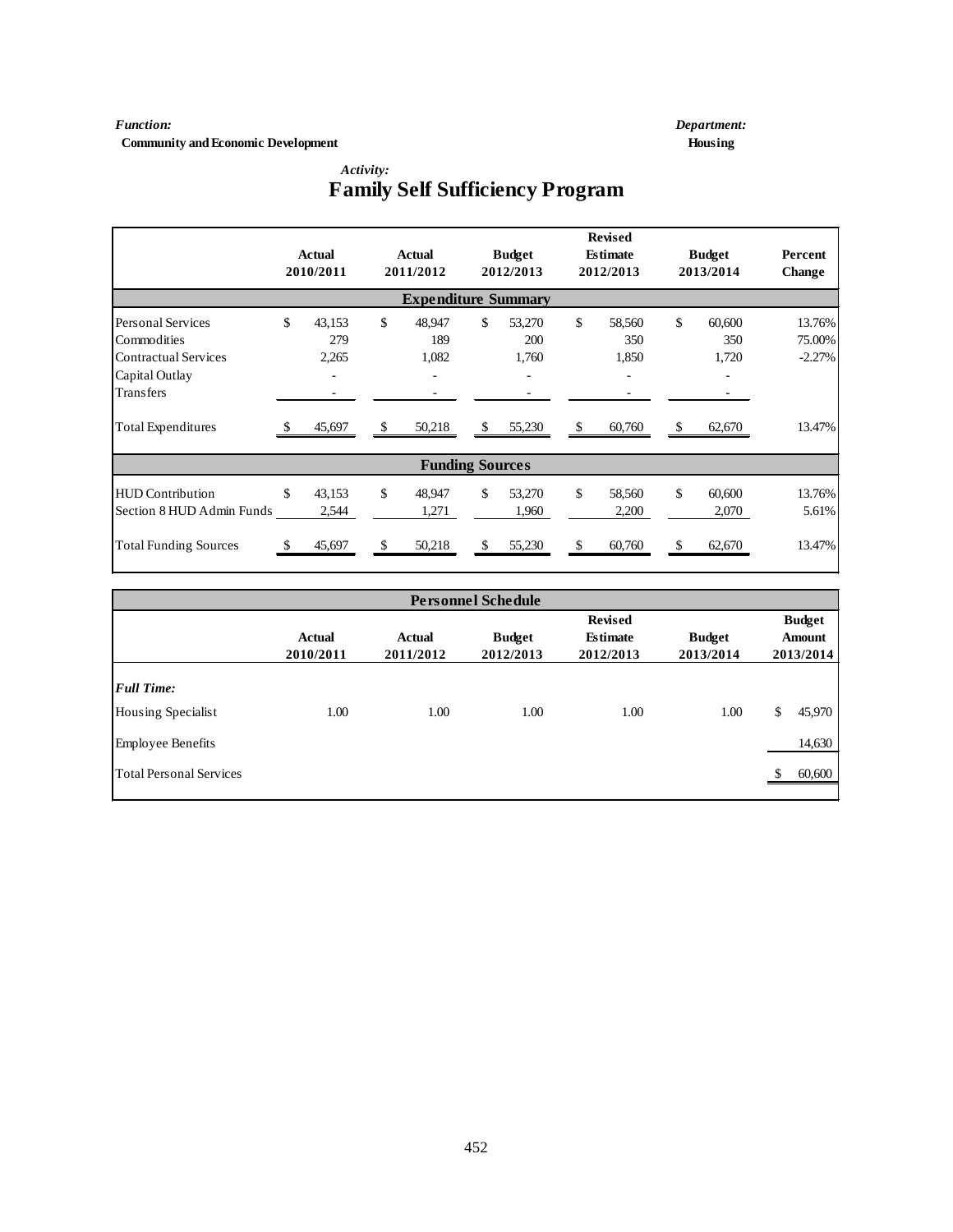*Function:*
**Community and Economic Development**

*Department:*
**Housing**

*Activity:*
# Family Self Sufficiency Program

| | Actual 2010/2011 | Actual 2011/2012 | Budget 2012/2013 | Revised Estimate 2012/2013 | Budget 2013/2014 | Percent Change |
|---|---|---|---|---|---|---|
| **Expenditure Summary** | | | | | | |
| Personal Services | $ 43,153 | $ 48,947 | $ 53,270 | $ 58,560 | $ 60,600 | 13.76% |
| Commodities | 279 | 189 | 200 | 350 | 350 | 75.00% |
| Contractual Services | 2,265 | 1,082 | 1,760 | 1,850 | 1,720 | -2.27% |
| Capital Outlay | - | - | - | - | - | |
| Transfers | - | - | - | - | - | |
| Total Expenditures | $ 45,697 | $ 50,218 | $ 55,230 | $ 60,760 | $ 62,670 | 13.47% |
| **Funding Sources** | | | | | | |
| HUD Contribution | $ 43,153 | $ 48,947 | $ 53,270 | $ 58,560 | $ 60,600 | 13.76% |
| Section 8 HUD Admin Funds | 2,544 | 1,271 | 1,960 | 2,200 | 2,070 | 5.61% |
| Total Funding Sources | $ 45,697 | $ 50,218 | $ 55,230 | $ 60,760 | $ 62,670 | 13.47% |

**Personnel Schedule**

| | Actual 2010/2011 | Actual 2011/2012 | Budget 2012/2013 | Revised Estimate 2012/2013 | Budget 2013/2014 | Budget Amount 2013/2014 |
|---|---|---|---|---|---|---|
| ***Full Time:*** | | | | | | |
| Housing Specialist | 1.00 | 1.00 | 1.00 | 1.00 | 1.00 | $ 45,970 |
| Employee Benefits | | | | | | 14,630 |
| Total Personal Services | | | | | | $ 60,600 |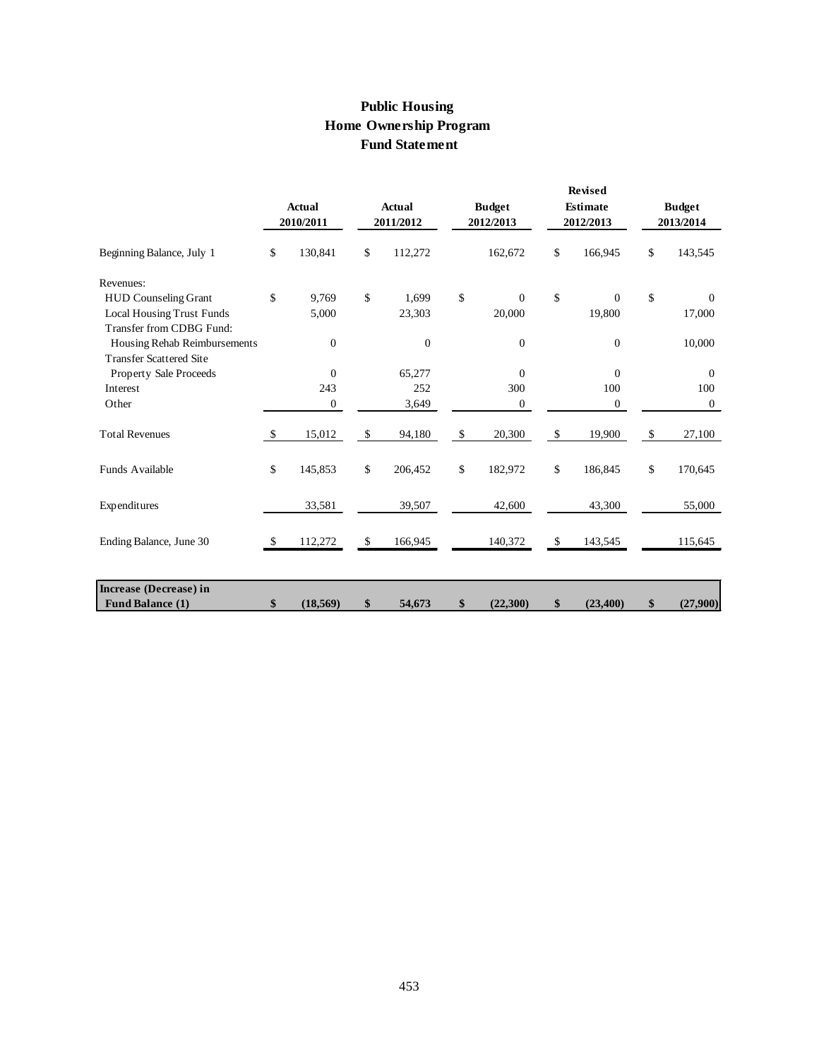# Public Housing
## Home Ownership Program
### Fund Statement

| | Actual 2010/2011 | Actual 2011/2012 | Budget 2012/2013 | Revised Estimate 2012/2013 | Budget 2013/2014 |
|---|---|---|---|---|---|
| Beginning Balance, July 1 | $ 130,841 | $ 112,272 | 162,672 | $ 166,945 | $ 143,545 |
| Revenues: | | | | | |
| HUD Counseling Grant | $ 9,769 | $ 1,699 | $ 0 | $ 0 | $ 0 |
| Local Housing Trust Funds | 5,000 | 23,303 | 20,000 | 19,800 | 17,000 |
| Transfer from CDBG Fund: | | | | | |
| Housing Rehab Reimbursements | 0 | 0 | 0 | 0 | 10,000 |
| Transfer Scattered Site | | | | | |
| Property Sale Proceeds | 0 | 65,277 | 0 | 0 | 0 |
| Interest | 243 | 252 | 300 | 100 | 100 |
| Other | 0 | 3,649 | 0 | 0 | 0 |
| Total Revenues | $ 15,012 | $ 94,180 | $ 20,300 | $ 19,900 | $ 27,100 |
| Funds Available | $ 145,853 | $ 206,452 | $ 182,972 | $ 186,845 | $ 170,645 |
| Expenditures | 33,581 | 39,507 | 42,600 | 43,300 | 55,000 |
| Ending Balance, June 30 | $ 112,272 | $ 166,945 | 140,372 | $ 143,545 | 115,645 |
| **Increase (Decrease) in Fund Balance (1)** | **$ (18,569)** | **$ 54,673** | **$ (22,300)** | **$ (23,400)** | **$ (27,900)** |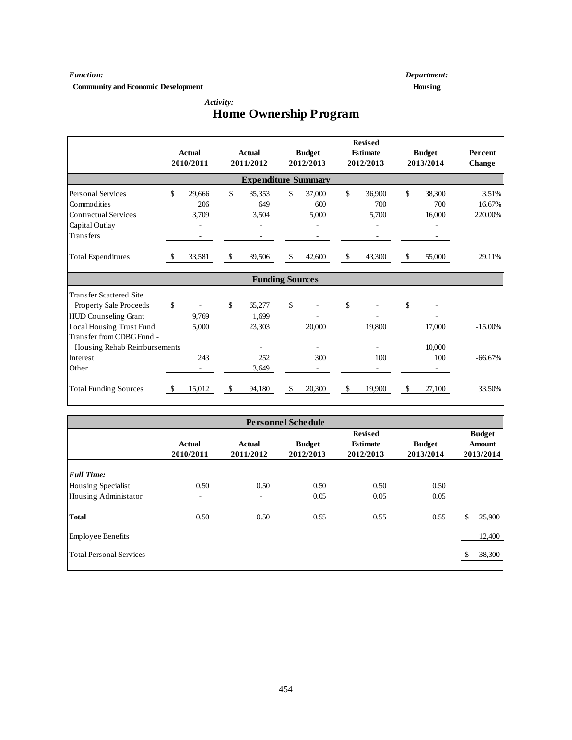*Function:*
**Community and Economic Development**

*Department:*
**Housing**

*Activity:*
# Home Ownership Program

| | Actual 2010/2011 | Actual 2011/2012 | Budget 2012/2013 | Revised Estimate 2012/2013 | Budget 2013/2014 | Percent Change |
|---|---|---|---|---|---|---|
| **Expenditure Summary** | | | | | | |
| Personal Services | $ 29,666 | $ 35,353 | $ 37,000 | $ 36,900 | $ 38,300 | 3.51% |
| Commodities | 206 | 649 | 600 | 700 | 700 | 16.67% |
| Contractual Services | 3,709 | 3,504 | 5,000 | 5,700 | 16,000 | 220.00% |
| Capital Outlay | - | - | - | - | - | |
| Transfers | - | - | - | - | - | |
| Total Expenditures | $ 33,581 | $ 39,506 | $ 42,600 | $ 43,300 | $ 55,000 | 29.11% |
| **Funding Sources** | | | | | | |
| Transfer Scattered Site Property Sale Proceeds | $ - | $ 65,277 | $ - | $ - | $ - | |
| HUD Counseling Grant | 9,769 | 1,699 | - | - | - | |
| Local Housing Trust Fund | 5,000 | 23,303 | 20,000 | 19,800 | 17,000 | -15.00% |
| Transfer from CDBG Fund - Housing Rehab Reimbursements | | - | - | - | 10,000 | |
| Interest | 243 | 252 | 300 | 100 | 100 | -66.67% |
| Other | - | 3,649 | - | - | - | |
| Total Funding Sources | $ 15,012 | $ 94,180 | $ 20,300 | $ 19,900 | $ 27,100 | 33.50% |

**Personnel Schedule**

| | Actual 2010/2011 | Actual 2011/2012 | Budget 2012/2013 | Revised Estimate 2012/2013 | Budget 2013/2014 | Budget Amount 2013/2014 |
|---|---|---|---|---|---|---|
| ***Full Time:*** | | | | | | |
| Housing Specialist | 0.50 | 0.50 | 0.50 | 0.50 | 0.50 | |
| Housing Administator | - | - | 0.05 | 0.05 | 0.05 | |
| **Total** | 0.50 | 0.50 | 0.55 | 0.55 | 0.55 | $ 25,900 |
| Employee Benefits | | | | | | 12,400 |
| Total Personal Services | | | | | | $ 38,300 |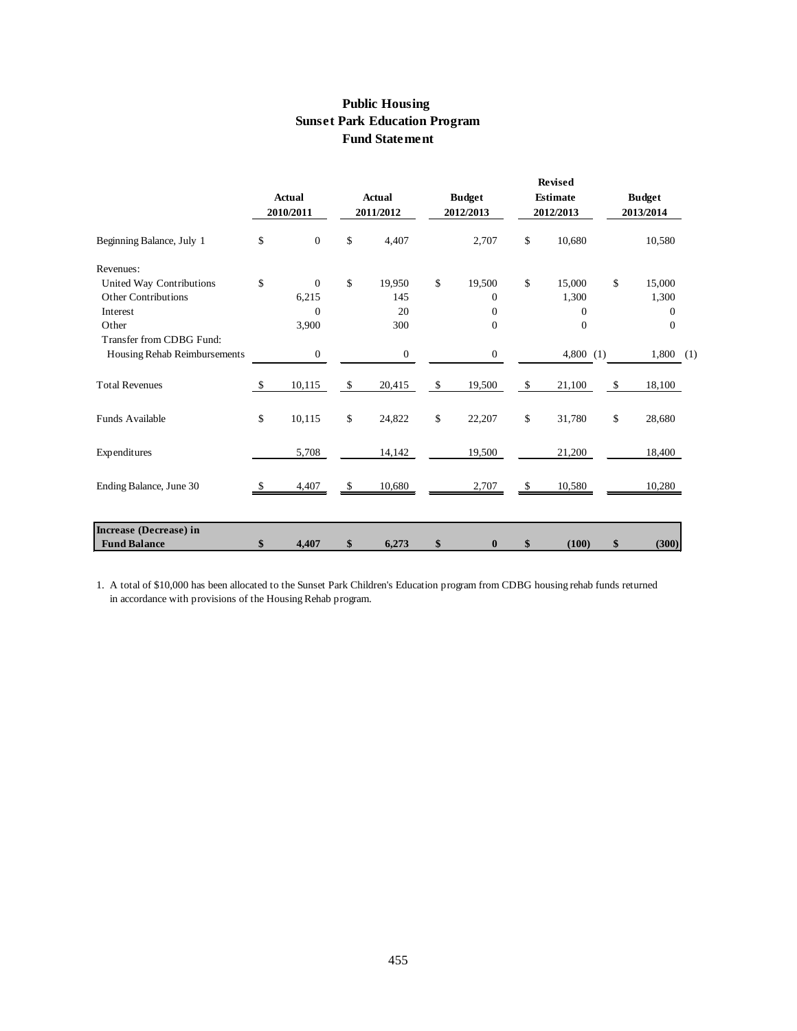# Public Housing
## Sunset Park Education Program
## Fund Statement

| | Actual 2010/2011 | Actual 2011/2012 | Budget 2012/2013 | Revised Estimate 2012/2013 | Budget 2013/2014 |
|---|---|---|---|---|---|
| Beginning Balance, July 1 | $ 0 | $ 4,407 | 2,707 | $ 10,680 | 10,580 |
| Revenues: | | | | | |
| United Way Contributions | $ 0 | $ 19,950 | $ 19,500 | $ 15,000 | $ 15,000 |
| Other Contributions | 6,215 | 145 | 0 | 1,300 | 1,300 |
| Interest | 0 | 20 | 0 | 0 | 0 |
| Other | 3,900 | 300 | 0 | 0 | 0 |
| Transfer from CDBG Fund: | | | | | |
| Housing Rehab Reimbursements | 0 | 0 | 0 | 4,800 (1) | 1,800 (1) |
| Total Revenues | $ 10,115 | $ 20,415 | $ 19,500 | $ 21,100 | $ 18,100 |
| Funds Available | $ 10,115 | $ 24,822 | $ 22,207 | $ 31,780 | $ 28,680 |
| Expenditures | 5,708 | 14,142 | 19,500 | 21,200 | 18,400 |
| Ending Balance, June 30 | $ 4,407 | $ 10,680 | 2,707 | $ 10,580 | 10,280 |
| **Increase (Decrease) in Fund Balance** | **$ 4,407** | **$ 6,273** | **$ 0** | **$ (100)** | **$ (300)** |

1. A total of $10,000 has been allocated to the Sunset Park Children's Education program from CDBG housing rehab funds returned in accordance with provisions of the Housing Rehab program.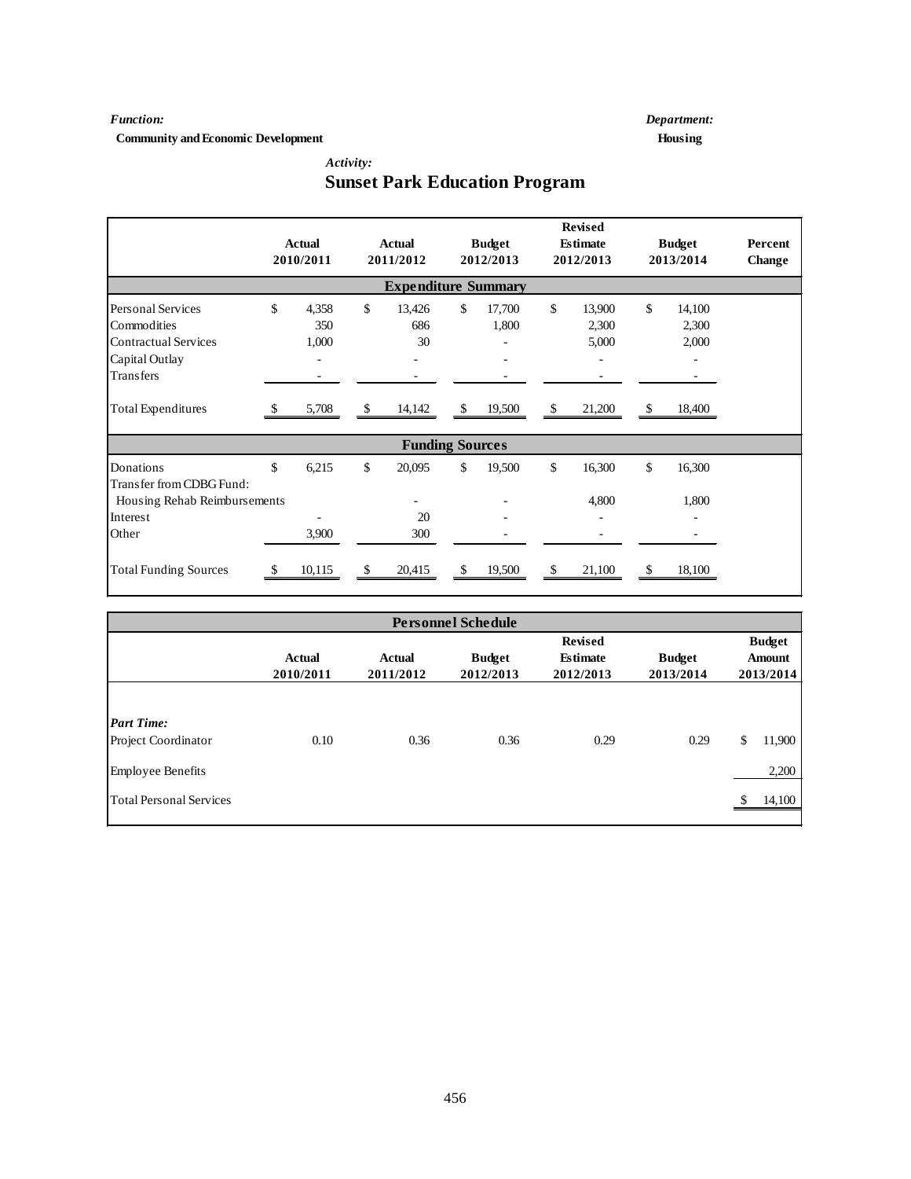*Function:*
**Community and Economic Development**

*Department:*
**Housing**

*Activity:*
# Sunset Park Education Program

| | Actual 2010/2011 | Actual 2011/2012 | Budget 2012/2013 | Revised Estimate 2012/2013 | Budget 2013/2014 | Percent Change |
|---|---|---|---|---|---|---|
| **Expenditure Summary** | | | | | | |
| Personal Services | $ 4,358 | $ 13,426 | $ 17,700 | $ 13,900 | $ 14,100 | |
| Commodities | 350 | 686 | 1,800 | 2,300 | 2,300 | |
| Contractual Services | 1,000 | 30 | - | 5,000 | 2,000 | |
| Capital Outlay | - | - | - | - | - | |
| Transfers | - | - | - | - | - | |
| Total Expenditures | $ 5,708 | $ 14,142 | $ 19,500 | $ 21,200 | $ 18,400 | |
| **Funding Sources** | | | | | | |
| Donations | $ 6,215 | $ 20,095 | $ 19,500 | $ 16,300 | $ 16,300 | |
| Transfer from CDBG Fund: | | | | | | |
| Housing Rehab Reimbursements | | - | - | 4,800 | 1,800 | |
| Interest | - | 20 | - | - | - | |
| Other | 3,900 | 300 | - | - | - | |
| Total Funding Sources | $ 10,115 | $ 20,415 | $ 19,500 | $ 21,100 | $ 18,100 | |

**Personnel Schedule**

| | Actual 2010/2011 | Actual 2011/2012 | Budget 2012/2013 | Revised Estimate 2012/2013 | Budget 2013/2014 | Budget Amount 2013/2014 |
|---|---|---|---|---|---|---|
| ***Part Time:*** | | | | | | |
| Project Coordinator | 0.10 | 0.36 | 0.36 | 0.29 | 0.29 | $ 11,900 |
| Employee Benefits | | | | | | 2,200 |
| Total Personal Services | | | | | | $ 14,100 |